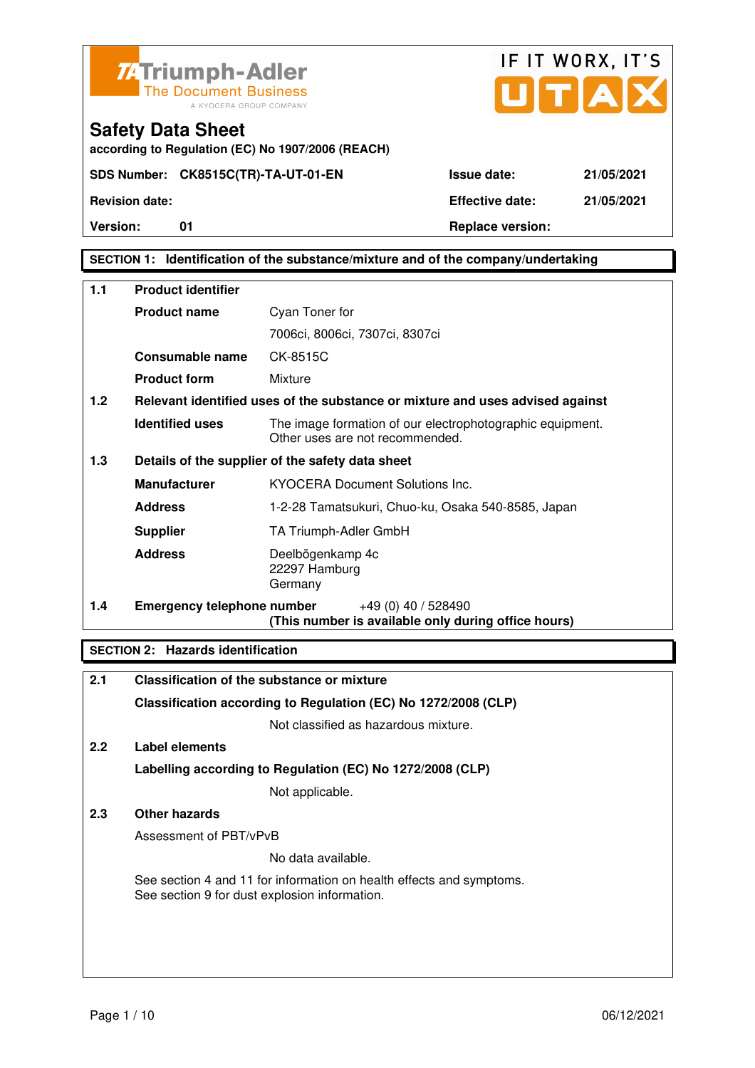Triumph-Adler The Document Business
A KYOCERA GROUP COMPANY

IF IT WORX, IT'S UTAX

# Safety Data Sheet

**according to Regulation (EC) No 1907/2006 (REACH)**

| | | | |
|---|---|---|---|
| **SDS Number:** | **CK8515C(TR)-TA-UT-01-EN** | **Issue date:** | **21/05/2021** |
| **Revision date:** | | **Effective date:** | **21/05/2021** |
| **Version:** | **01** | **Replace version:** | |

## SECTION 1: Identification of the substance/mixture and of the company/undertaking

**1.1 Product identifier**

| | |
|---|---|
| **Product name** | Cyan Toner for 7006ci, 8006ci, 7307ci, 8307ci |
| **Consumable name** | CK-8515C |
| **Product form** | Mixture |

**1.2 Relevant identified uses of the substance or mixture and uses advised against**

| | |
|---|---|
| **Identified uses** | The image formation of our electrophotographic equipment. Other uses are not recommended. |

**1.3 Details of the supplier of the safety data sheet**

| | |
|---|---|
| **Manufacturer** | KYOCERA Document Solutions Inc. |
| **Address** | 1-2-28 Tamatsukuri, Chuo-ku, Osaka 540-8585, Japan |
| **Supplier** | TA Triumph-Adler GmbH |
| **Address** | Deelbögenkamp 4c<br>22297 Hamburg<br>Germany |

**1.4 Emergency telephone number** +49 (0) 40 / 528490
**(This number is available only during office hours)**

## SECTION 2: Hazards identification

**2.1 Classification of the substance or mixture**

**Classification according to Regulation (EC) No 1272/2008 (CLP)**

Not classified as hazardous mixture.

**2.2 Label elements**

**Labelling according to Regulation (EC) No 1272/2008 (CLP)**

Not applicable.

**2.3 Other hazards**

Assessment of PBT/vPvB

No data available.

See section 4 and 11 for information on health effects and symptoms.
See section 9 for dust explosion information.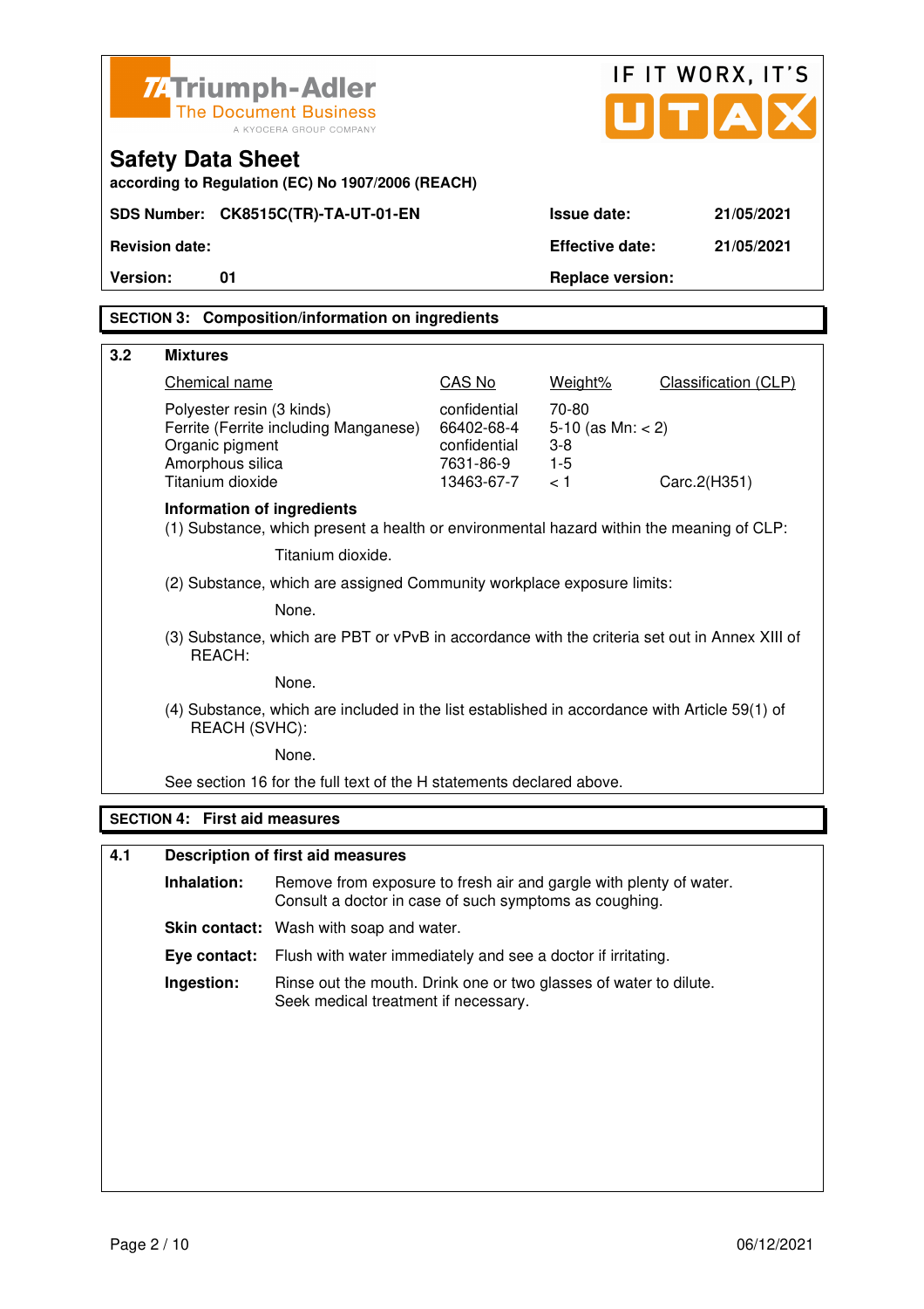Triumph-Adler
The Document Business
A KYOCERA GROUP COMPANY

IF IT WORX, IT'S UTAX

# Safety Data Sheet

**according to Regulation (EC) No 1907/2006 (REACH)**

| | | | |
|---|---|---|---|
| **SDS Number:** | **CK8515C(TR)-TA-UT-01-EN** | **Issue date:** | **21/05/2021** |
| **Revision date:** | | **Effective date:** | **21/05/2021** |
| **Version:** | **01** | **Replace version:** | |

## SECTION 3: Composition/information on ingredients

### 3.2 Mixtures

| Chemical name | CAS No | Weight% | Classification (CLP) |
|---|---|---|---|
| Polyester resin (3 kinds) | confidential | 70-80 | |
| Ferrite (Ferrite including Manganese) | 66402-68-4 | 5-10 (as Mn: < 2) | |
| Organic pigment | confidential | 3-8 | |
| Amorphous silica | 7631-86-9 | 1-5 | |
| Titanium dioxide | 13463-67-7 | < 1 | Carc.2(H351) |

**Information of ingredients**

(1) Substance, which present a health or environmental hazard within the meaning of CLP:

Titanium dioxide.

(2) Substance, which are assigned Community workplace exposure limits:

None.

(3) Substance, which are PBT or vPvB in accordance with the criteria set out in Annex XIII of REACH:

None.

(4) Substance, which are included in the list established in accordance with Article 59(1) of REACH (SVHC):

None.

See section 16 for the full text of the H statements declared above.

## SECTION 4: First aid measures

### 4.1 Description of first aid measures

**Inhalation:** Remove from exposure to fresh air and gargle with plenty of water. Consult a doctor in case of such symptoms as coughing.

**Skin contact:** Wash with soap and water.

**Eye contact:** Flush with water immediately and see a doctor if irritating.

**Ingestion:** Rinse out the mouth. Drink one or two glasses of water to dilute. Seek medical treatment if necessary.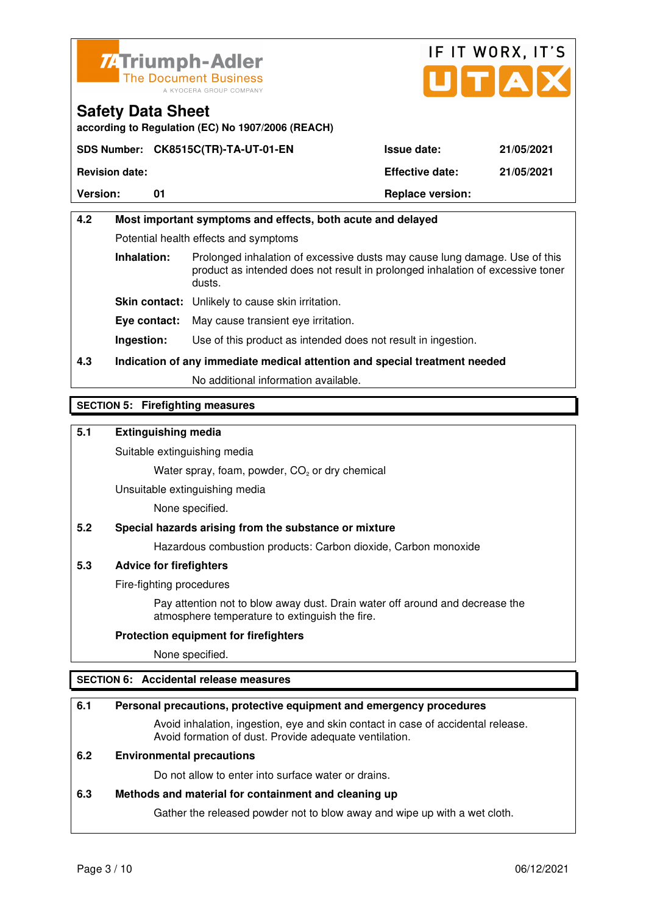**4.2 Most important symptoms and effects, both acute and delayed**

Potential health effects and symptoms

**Inhalation:** Prolonged inhalation of excessive dusts may cause lung damage. Use of this product as intended does not result in prolonged inhalation of excessive toner dusts.

**Skin contact:** Unlikely to cause skin irritation.

**Eye contact:** May cause transient eye irritation.

**Ingestion:** Use of this product as intended does not result in ingestion.

**4.3 Indication of any immediate medical attention and special treatment needed**

No additional information available.

## SECTION 5: Firefighting measures

**5.1 Extinguishing media**

Suitable extinguishing media

Water spray, foam, powder, $CO_2$ or dry chemical

Unsuitable extinguishing media

None specified.

**5.2 Special hazards arising from the substance or mixture**

Hazardous combustion products: Carbon dioxide, Carbon monoxide

**5.3 Advice for firefighters**

Fire-fighting procedures

Pay attention not to blow away dust. Drain water off around and decrease the atmosphere temperature to extinguish the fire.

**Protection equipment for firefighters**

None specified.

## SECTION 6: Accidental release measures

**6.1 Personal precautions, protective equipment and emergency procedures**

Avoid inhalation, ingestion, eye and skin contact in case of accidental release. Avoid formation of dust. Provide adequate ventilation.

**6.2 Environmental precautions**

Do not allow to enter into surface water or drains.

**6.3 Methods and material for containment and cleaning up**

Gather the released powder not to blow away and wipe up with a wet cloth.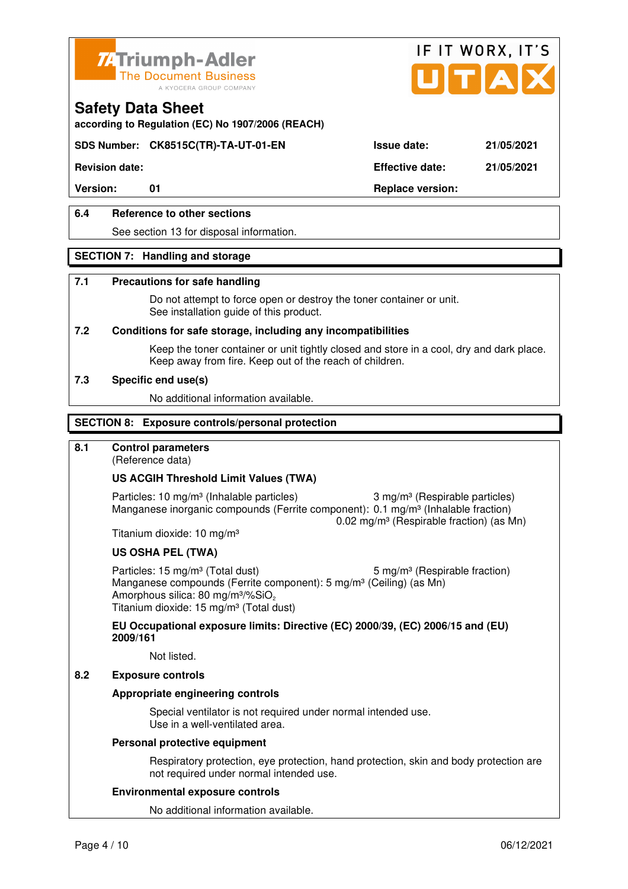## Safety Data Sheet

according to Regulation (EC) No 1907/2006 (REACH)

**SDS Number:** CK8515C(TR)-TA-UT-01-EN | **Issue date:** 21/05/2021

**Revision date:** | **Effective date:** 21/05/2021

**Version:** 01 | **Replace version:**

### 6.4 Reference to other sections

See section 13 for disposal information.

## SECTION 7: Handling and storage

### 7.1 Precautions for safe handling

Do not attempt to force open or destroy the toner container or unit.
See installation guide of this product.

### 7.2 Conditions for safe storage, including any incompatibilities

Keep the toner container or unit tightly closed and store in a cool, dry and dark place.
Keep away from fire. Keep out of the reach of children.

### 7.3 Specific end use(s)

No additional information available.

## SECTION 8: Exposure controls/personal protection

### 8.1 Control parameters

(Reference data)

**US ACGIH Threshold Limit Values (TWA)**

Particles: 10 mg/m³ (Inhalable particles) 3 mg/m³ (Respirable particles)
Manganese inorganic compounds (Ferrite component): 0.1 mg/m³ (Inhalable fraction)
0.02 mg/m³ (Respirable fraction) (as Mn)
Titanium dioxide: 10 mg/m³

**US OSHA PEL (TWA)**

Particles: 15 mg/m³ (Total dust) 5 mg/m³ (Respirable fraction)
Manganese compounds (Ferrite component): 5 mg/m³ (Ceiling) (as Mn)
Amorphous silica: 80 mg/m³/%$SiO_2$
Titanium dioxide: 15 mg/m³ (Total dust)

**EU Occupational exposure limits: Directive (EC) 2000/39, (EC) 2006/15 and (EU) 2009/161**

Not listed.

### 8.2 Exposure controls

**Appropriate engineering controls**

Special ventilator is not required under normal intended use.
Use in a well-ventilated area.

**Personal protective equipment**

Respiratory protection, eye protection, hand protection, skin and body protection are not required under normal intended use.

**Environmental exposure controls**

No additional information available.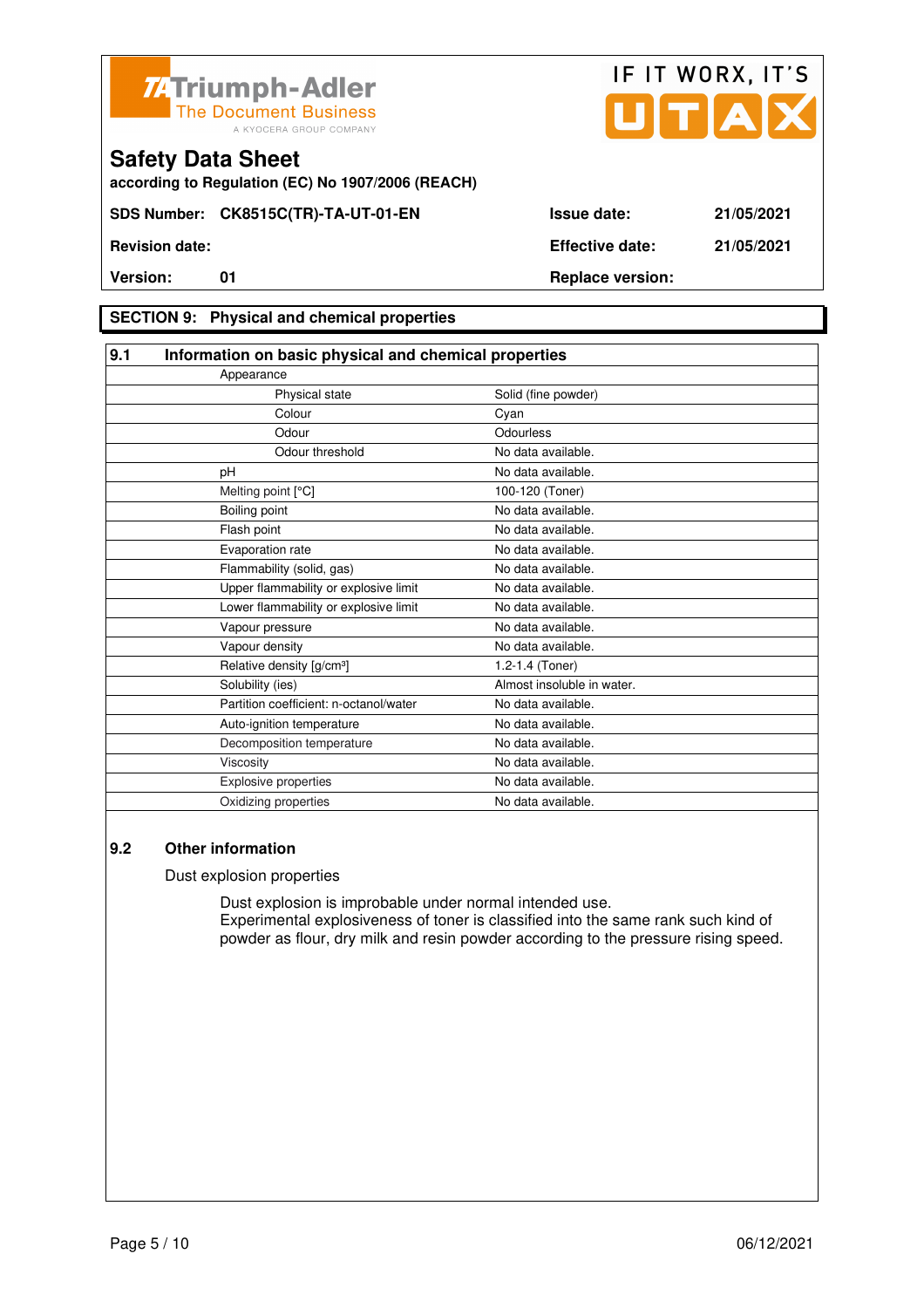# Safety Data Sheet

according to Regulation (EC) No 1907/2006 (REACH)

| | | | |
|---|---|---|---|
| **SDS Number:** | **CK8515C(TR)-TA-UT-01-EN** | **Issue date:** | **21/05/2021** |
| **Revision date:** | | **Effective date:** | **21/05/2021** |
| **Version:** | **01** | **Replace version:** | |

## SECTION 9: Physical and chemical properties

### 9.1 Information on basic physical and chemical properties

| Property | Value |
|---|---|
| Appearance | |
| Physical state | Solid (fine powder) |
| Colour | Cyan |
| Odour | Odourless |
| Odour threshold | No data available. |
| pH | No data available. |
| Melting point [°C] | 100-120 (Toner) |
| Boiling point | No data available. |
| Flash point | No data available. |
| Evaporation rate | No data available. |
| Flammability (solid, gas) | No data available. |
| Upper flammability or explosive limit | No data available. |
| Lower flammability or explosive limit | No data available. |
| Vapour pressure | No data available. |
| Vapour density | No data available. |
| Relative density [g/cm³] | 1.2-1.4 (Toner) |
| Solubility (ies) | Almost insoluble in water. |
| Partition coefficient: n-octanol/water | No data available. |
| Auto-ignition temperature | No data available. |
| Decomposition temperature | No data available. |
| Viscosity | No data available. |
| Explosive properties | No data available. |
| Oxidizing properties | No data available. |

### 9.2 Other information

Dust explosion properties

Dust explosion is improbable under normal intended use.
Experimental explosiveness of toner is classified into the same rank such kind of powder as flour, dry milk and resin powder according to the pressure rising speed.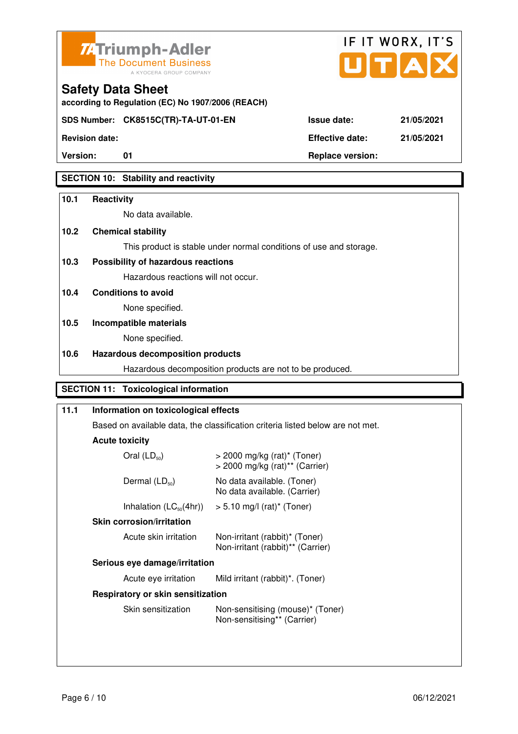Triumph-Adler
The Document Business
A KYOCERA GROUP COMPANY

IF IT WORX, IT'S UTAX

# Safety Data Sheet

**according to Regulation (EC) No 1907/2006 (REACH)**

| | | | |
|---|---|---|---|
| **SDS Number:** | **CK8515C(TR)-TA-UT-01-EN** | **Issue date:** | **21/05/2021** |
| **Revision date:** | | **Effective date:** | **21/05/2021** |
| **Version:** | **01** | **Replace version:** | |

## SECTION 10: Stability and reactivity

**10.1 Reactivity**

No data available.

**10.2 Chemical stability**

This product is stable under normal conditions of use and storage.

**10.3 Possibility of hazardous reactions**

Hazardous reactions will not occur.

**10.4 Conditions to avoid**

None specified.

**10.5 Incompatible materials**

None specified.

**10.6 Hazardous decomposition products**

Hazardous decomposition products are not to be produced.

## SECTION 11: Toxicological information

**11.1 Information on toxicological effects**

Based on available data, the classification criteria listed below are not met.

**Acute toxicity**

| | |
|---|---|
| Oral ($LD_{50}$) | > 2000 mg/kg (rat)* (Toner)<br>> 2000 mg/kg (rat)** (Carrier) |
| Dermal ($LD_{50}$) | No data available. (Toner)<br>No data available. (Carrier) |
| Inhalation ($LC_{50}$(4hr)) | > 5.10 mg/l (rat)* (Toner) |

**Skin corrosion/irritation**

| | |
|---|---|
| Acute skin irritation | Non-irritant (rabbit)* (Toner)<br>Non-irritant (rabbit)** (Carrier) |

**Serious eye damage/irritation**

| | |
|---|---|
| Acute eye irritation | Mild irritant (rabbit)*. (Toner) |

**Respiratory or skin sensitization**

| | |
|---|---|
| Skin sensitization | Non-sensitising (mouse)* (Toner)<br>Non-sensitising** (Carrier) |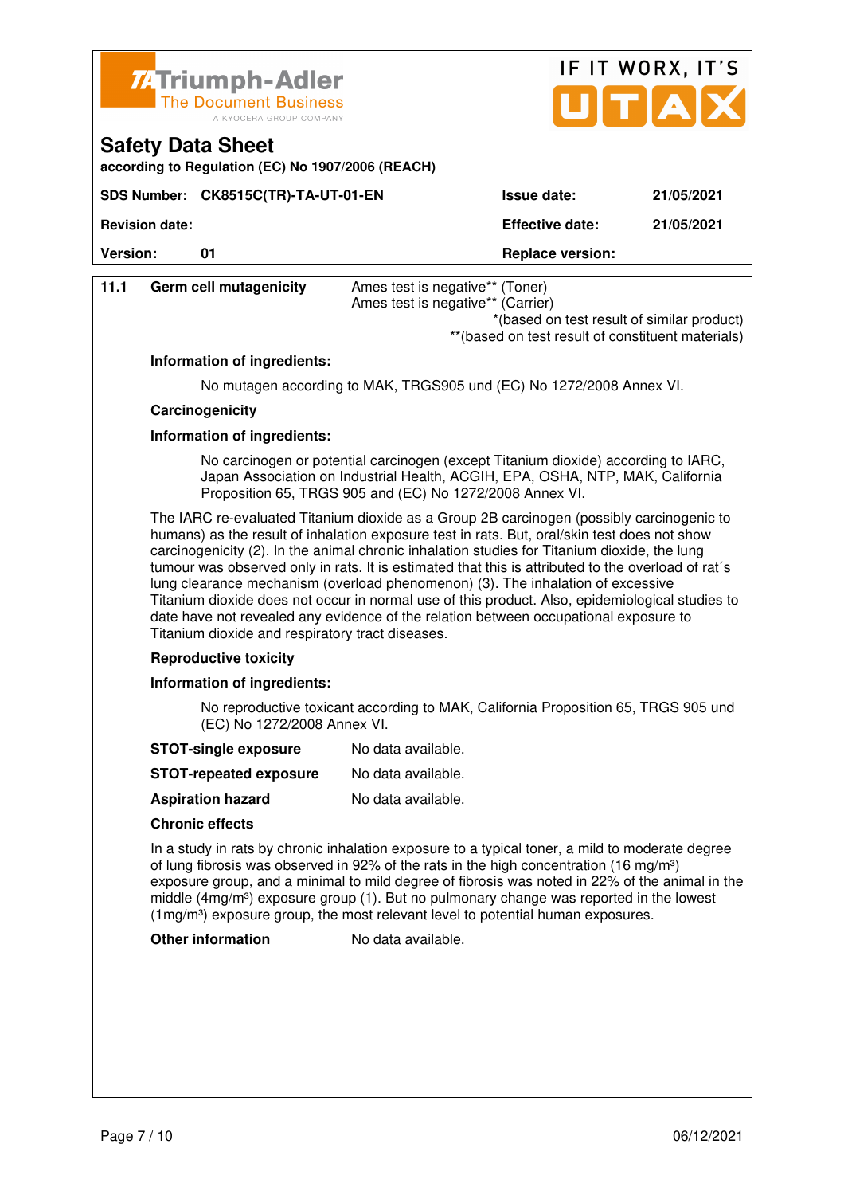| | | |
|---|---|---|
| **11.1** | **Germ cell mutagenicity** | Ames test is negative** (Toner)<br>Ames test is negative** (Carrier)<br>*(based on test result of similar product)<br>**(based on test result of constituent materials) |

**Information of ingredients:**

No mutagen according to MAK, TRGS905 und (EC) No 1272/2008 Annex VI.

**Carcinogenicity**

**Information of ingredients:**

No carcinogen or potential carcinogen (except Titanium dioxide) according to IARC, Japan Association on Industrial Health, ACGIH, EPA, OSHA, NTP, MAK, California Proposition 65, TRGS 905 and (EC) No 1272/2008 Annex VI.

The IARC re-evaluated Titanium dioxide as a Group 2B carcinogen (possibly carcinogenic to humans) as the result of inhalation exposure test in rats. But, oral/skin test does not show carcinogenicity (2). In the animal chronic inhalation studies for Titanium dioxide, the lung tumour was observed only in rats. It is estimated that this is attributed to the overload of rat´s lung clearance mechanism (overload phenomenon) (3). The inhalation of excessive Titanium dioxide does not occur in normal use of this product. Also, epidemiological studies to date have not revealed any evidence of the relation between occupational exposure to Titanium dioxide and respiratory tract diseases.

**Reproductive toxicity**

**Information of ingredients:**

No reproductive toxicant according to MAK, California Proposition 65, TRGS 905 und (EC) No 1272/2008 Annex VI.

**STOT-single exposure** No data available.

**STOT-repeated exposure** No data available.

**Aspiration hazard** No data available.

**Chronic effects**

In a study in rats by chronic inhalation exposure to a typical toner, a mild to moderate degree of lung fibrosis was observed in 92% of the rats in the high concentration (16 mg/m³) exposure group, and a minimal to mild degree of fibrosis was noted in 22% of the animal in the middle (4mg/m³) exposure group (1). But no pulmonary change was reported in the lowest (1mg/m³) exposure group, the most relevant level to potential human exposures.

**Other information** No data available.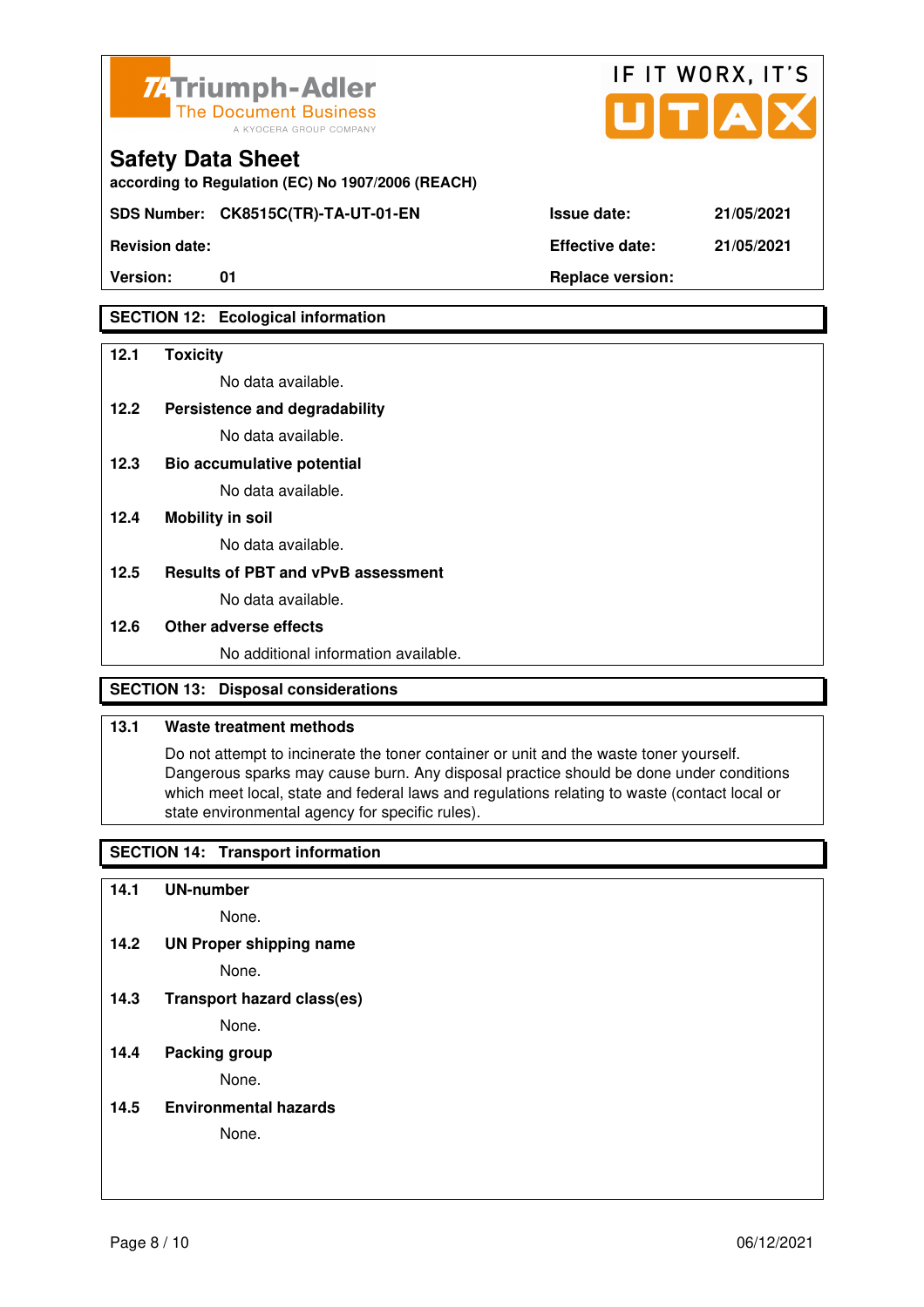## SECTION 12: Ecological information

**12.1 Toxicity**

No data available.

**12.2 Persistence and degradability**

No data available.

**12.3 Bio accumulative potential**

No data available.

**12.4 Mobility in soil**

No data available.

**12.5 Results of PBT and vPvB assessment**

No data available.

**12.6 Other adverse effects**

No additional information available.

## SECTION 13: Disposal considerations

**13.1 Waste treatment methods**

Do not attempt to incinerate the toner container or unit and the waste toner yourself. Dangerous sparks may cause burn. Any disposal practice should be done under conditions which meet local, state and federal laws and regulations relating to waste (contact local or state environmental agency for specific rules).

## SECTION 14: Transport information

**14.1 UN-number**

None.

**14.2 UN Proper shipping name**

None.

**14.3 Transport hazard class(es)**

None.

**14.4 Packing group**

None.

**14.5 Environmental hazards**

None.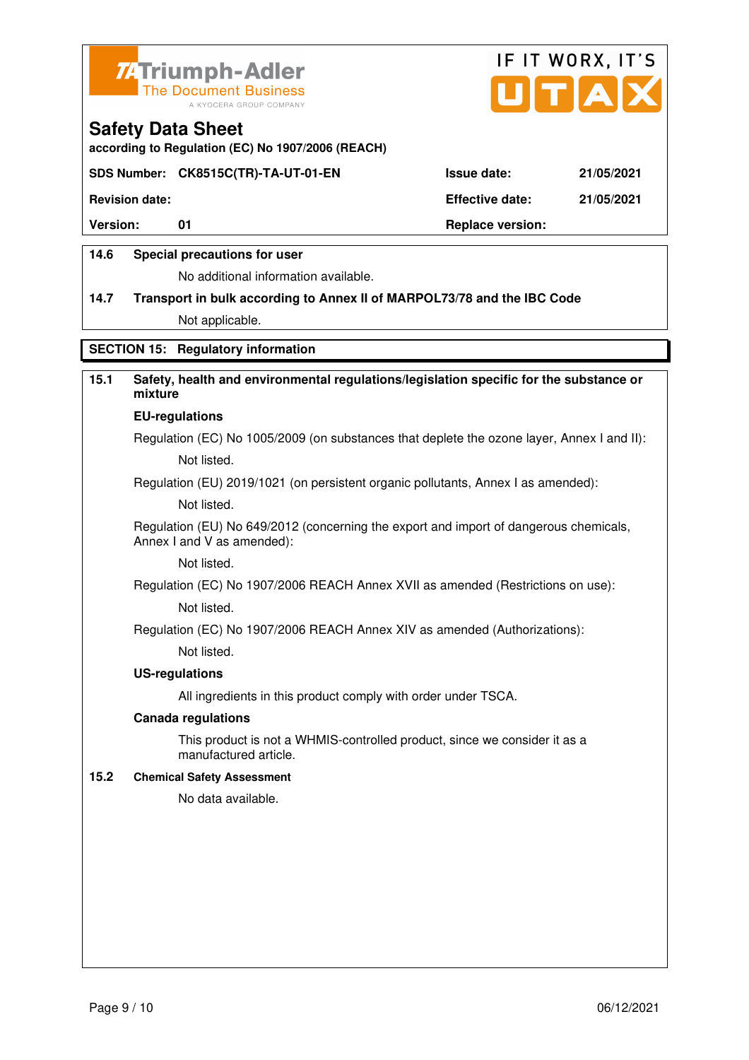**Safety Data Sheet**

according to Regulation (EC) No 1907/2006 (REACH)

| SDS Number: CK8515C(TR)-TA-UT-01-EN | Issue date: | 21/05/2021 |
|---|---|---|
| Revision date: | Effective date: | 21/05/2021 |
| Version: 01 | Replace version: | |

**14.6 Special precautions for user**

No additional information available.

**14.7 Transport in bulk according to Annex II of MARPOL73/78 and the IBC Code**

Not applicable.

## SECTION 15: Regulatory information

**15.1 Safety, health and environmental regulations/legislation specific for the substance or mixture**

**EU-regulations**

Regulation (EC) No 1005/2009 (on substances that deplete the ozone layer, Annex I and II):

Not listed.

Regulation (EU) 2019/1021 (on persistent organic pollutants, Annex I as amended):

Not listed.

Regulation (EU) No 649/2012 (concerning the export and import of dangerous chemicals, Annex I and V as amended):

Not listed.

Regulation (EC) No 1907/2006 REACH Annex XVII as amended (Restrictions on use):

Not listed.

Regulation (EC) No 1907/2006 REACH Annex XIV as amended (Authorizations):

Not listed.

**US-regulations**

All ingredients in this product comply with order under TSCA.

**Canada regulations**

This product is not a WHMIS-controlled product, since we consider it as a manufactured article.

**15.2 Chemical Safety Assessment**

No data available.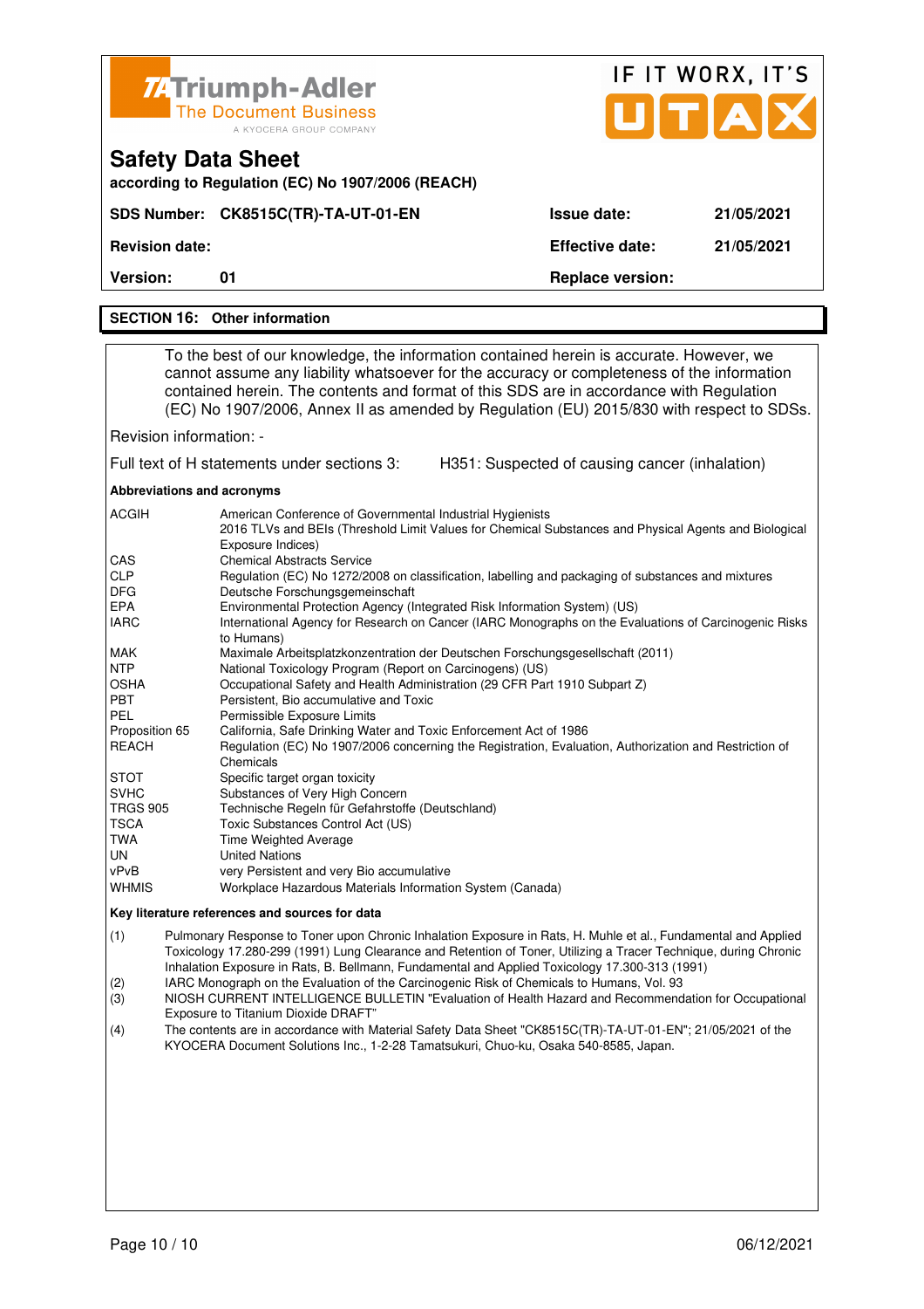Triumph-Adler
The Document Business
A KYOCERA GROUP COMPANY

IF IT WORX, IT'S UTAX

# Safety Data Sheet

**according to Regulation (EC) No 1907/2006 (REACH)**

| **SDS Number:** | **CK8515C(TR)-TA-UT-01-EN** | **Issue date:** | **21/05/2021** |
|---|---|---|---|
| **Revision date:** | | **Effective date:** | **21/05/2021** |
| **Version:** | **01** | **Replace version:** | |

## SECTION 16: Other information

To the best of our knowledge, the information contained herein is accurate. However, we cannot assume any liability whatsoever for the accuracy or completeness of the information contained herein. The contents and format of this SDS are in accordance with Regulation (EC) No 1907/2006, Annex II as amended by Regulation (EU) 2015/830 with respect to SDSs.

Revision information: -

Full text of H statements under sections 3: H351: Suspected of causing cancer (inhalation)

**Abbreviations and acronyms**

| | |
|---|---|
| ACGIH | American Conference of Governmental Industrial Hygienists<br>2016 TLVs and BEIs (Threshold Limit Values for Chemical Substances and Physical Agents and Biological Exposure Indices) |
| CAS | Chemical Abstracts Service |
| CLP | Regulation (EC) No 1272/2008 on classification, labelling and packaging of substances and mixtures |
| DFG | Deutsche Forschungsgemeinschaft |
| EPA | Environmental Protection Agency (Integrated Risk Information System) (US) |
| IARC | International Agency for Research on Cancer (IARC Monographs on the Evaluations of Carcinogenic Risks to Humans) |
| MAK | Maximale Arbeitsplatzkonzentration der Deutschen Forschungsgesellschaft (2011) |
| NTP | National Toxicology Program (Report on Carcinogens) (US) |
| OSHA | Occupational Safety and Health Administration (29 CFR Part 1910 Subpart Z) |
| PBT | Persistent, Bio accumulative and Toxic |
| PEL | Permissible Exposure Limits |
| Proposition 65 | California, Safe Drinking Water and Toxic Enforcement Act of 1986 |
| REACH | Regulation (EC) No 1907/2006 concerning the Registration, Evaluation, Authorization and Restriction of Chemicals |
| STOT | Specific target organ toxicity |
| SVHC | Substances of Very High Concern |
| TRGS 905 | Technische Regeln für Gefahrstoffe (Deutschland) |
| TSCA | Toxic Substances Control Act (US) |
| TWA | Time Weighted Average |
| UN | United Nations |
| vPvB | very Persistent and very Bio accumulative |
| WHMIS | Workplace Hazardous Materials Information System (Canada) |

**Key literature references and sources for data**

(1) Pulmonary Response to Toner upon Chronic Inhalation Exposure in Rats, H. Muhle et al., Fundamental and Applied Toxicology 17.280-299 (1991) Lung Clearance and Retention of Toner, Utilizing a Tracer Technique, during Chronic Inhalation Exposure in Rats, B. Bellmann, Fundamental and Applied Toxicology 17.300-313 (1991)

(2) IARC Monograph on the Evaluation of the Carcinogenic Risk of Chemicals to Humans, Vol. 93

(3) NIOSH CURRENT INTELLIGENCE BULLETIN "Evaluation of Health Hazard and Recommendation for Occupational Exposure to Titanium Dioxide DRAFT"

(4) The contents are in accordance with Material Safety Data Sheet "CK8515C(TR)-TA-UT-01-EN"; 21/05/2021 of the KYOCERA Document Solutions Inc., 1-2-28 Tamatsukuri, Chuo-ku, Osaka 540-8585, Japan.

06/12/2021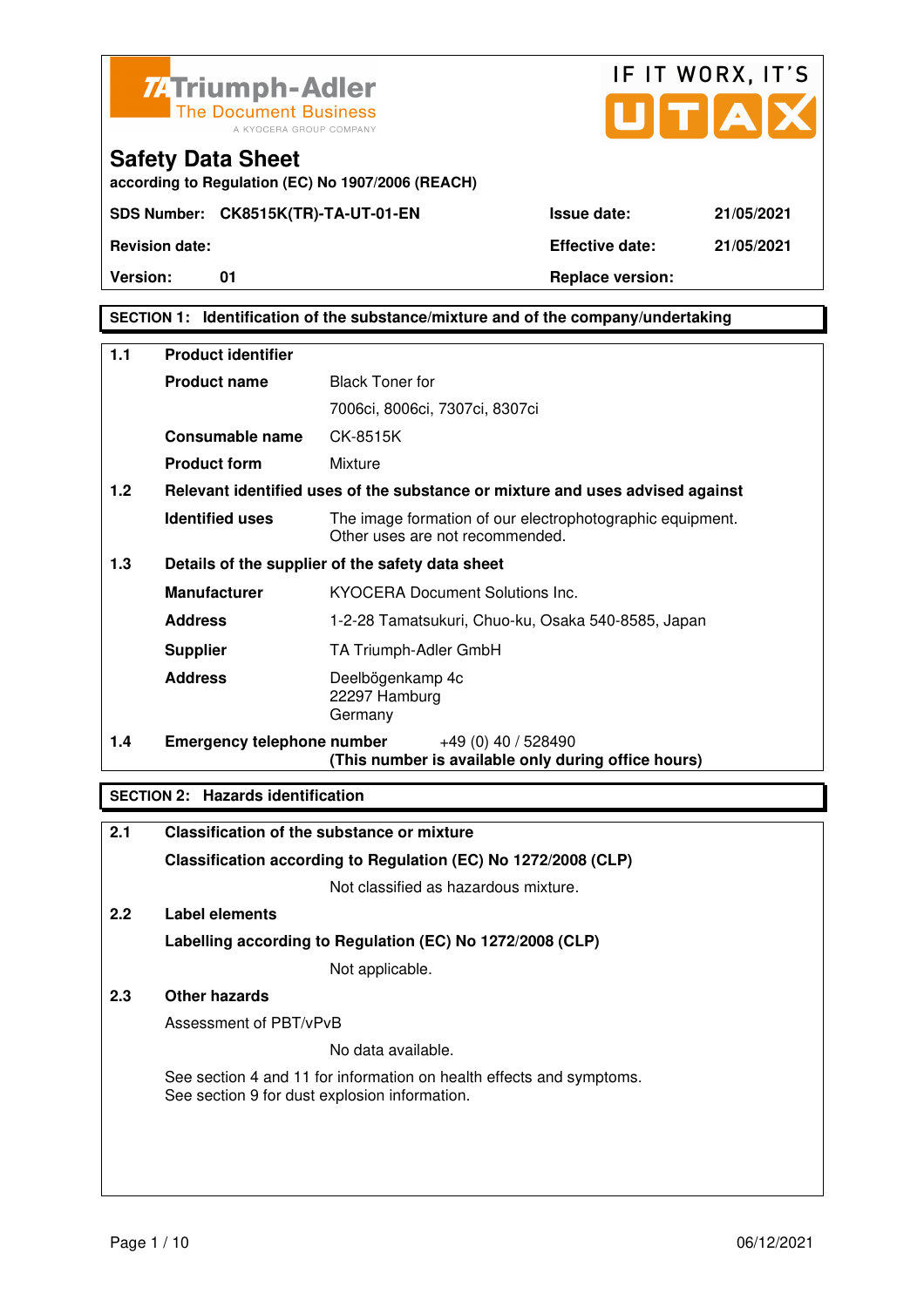TA Triumph-Adler
The Document Business
A KYOCERA GROUP COMPANY

IF IT WORX, IT'S UTAX

# Safety Data Sheet

**according to Regulation (EC) No 1907/2006 (REACH)**

| | | | |
|---|---|---|---|
| **SDS Number:** | **CK8515K(TR)-TA-UT-01-EN** | **Issue date:** | **21/05/2021** |
| **Revision date:** | | **Effective date:** | **21/05/2021** |
| **Version:** | **01** | **Replace version:** | |

## SECTION 1: Identification of the substance/mixture and of the company/undertaking

**1.1 Product identifier**

| | |
|---|---|
| **Product name** | Black Toner for 7006ci, 8006ci, 7307ci, 8307ci |
| **Consumable name** | CK-8515K |
| **Product form** | Mixture |

**1.2 Relevant identified uses of the substance or mixture and uses advised against**

| | |
|---|---|
| **Identified uses** | The image formation of our electrophotographic equipment. Other uses are not recommended. |

**1.3 Details of the supplier of the safety data sheet**

| | |
|---|---|
| **Manufacturer** | KYOCERA Document Solutions Inc. |
| **Address** | 1-2-28 Tamatsukuri, Chuo-ku, Osaka 540-8585, Japan |
| **Supplier** | TA Triumph-Adler GmbH |
| **Address** | Deelbögenkamp 4c<br>22297 Hamburg<br>Germany |

**1.4 Emergency telephone number** +49 (0) 40 / 528490
**(This number is available only during office hours)**

## SECTION 2: Hazards identification

**2.1 Classification of the substance or mixture**

**Classification according to Regulation (EC) No 1272/2008 (CLP)**

Not classified as hazardous mixture.

**2.2 Label elements**

**Labelling according to Regulation (EC) No 1272/2008 (CLP)**

Not applicable.

**2.3 Other hazards**

Assessment of PBT/vPvB

No data available.

See section 4 and 11 for information on health effects and symptoms.
See section 9 for dust explosion information.

06/12/2021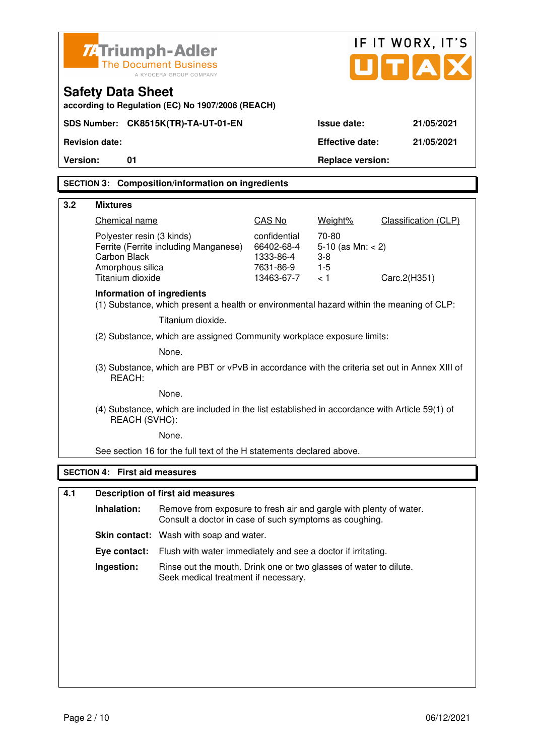Triumph-Adler
The Document Business
A KYOCERA GROUP COMPANY

IF IT WORX, IT'S UTAX

# Safety Data Sheet

**according to Regulation (EC) No 1907/2006 (REACH)**

| **SDS Number:** | **CK8515K(TR)-TA-UT-01-EN** | **Issue date:** | **21/05/2021** |
|---|---|---|---|
| **Revision date:** | | **Effective date:** | **21/05/2021** |
| **Version:** | **01** | **Replace version:** | |

## SECTION 3: Composition/information on ingredients

### 3.2 Mixtures

| Chemical name | CAS No | Weight% | Classification (CLP) |
|---|---|---|---|
| Polyester resin (3 kinds) | confidential | 70-80 | |
| Ferrite (Ferrite including Manganese) | 66402-68-4 | 5-10 (as Mn: < 2) | |
| Carbon Black | 1333-86-4 | 3-8 | |
| Amorphous silica | 7631-86-9 | 1-5 | |
| Titanium dioxide | 13463-67-7 | < 1 | Carc.2(H351) |

**Information of ingredients**

(1) Substance, which present a health or environmental hazard within the meaning of CLP:

Titanium dioxide.

(2) Substance, which are assigned Community workplace exposure limits:

None.

(3) Substance, which are PBT or vPvB in accordance with the criteria set out in Annex XIII of REACH:

None.

(4) Substance, which are included in the list established in accordance with Article 59(1) of REACH (SVHC):

None.

See section 16 for the full text of the H statements declared above.

## SECTION 4: First aid measures

### 4.1 Description of first aid measures

**Inhalation:** Remove from exposure to fresh air and gargle with plenty of water. Consult a doctor in case of such symptoms as coughing.

**Skin contact:** Wash with soap and water.

**Eye contact:** Flush with water immediately and see a doctor if irritating.

**Ingestion:** Rinse out the mouth. Drink one or two glasses of water to dilute. Seek medical treatment if necessary.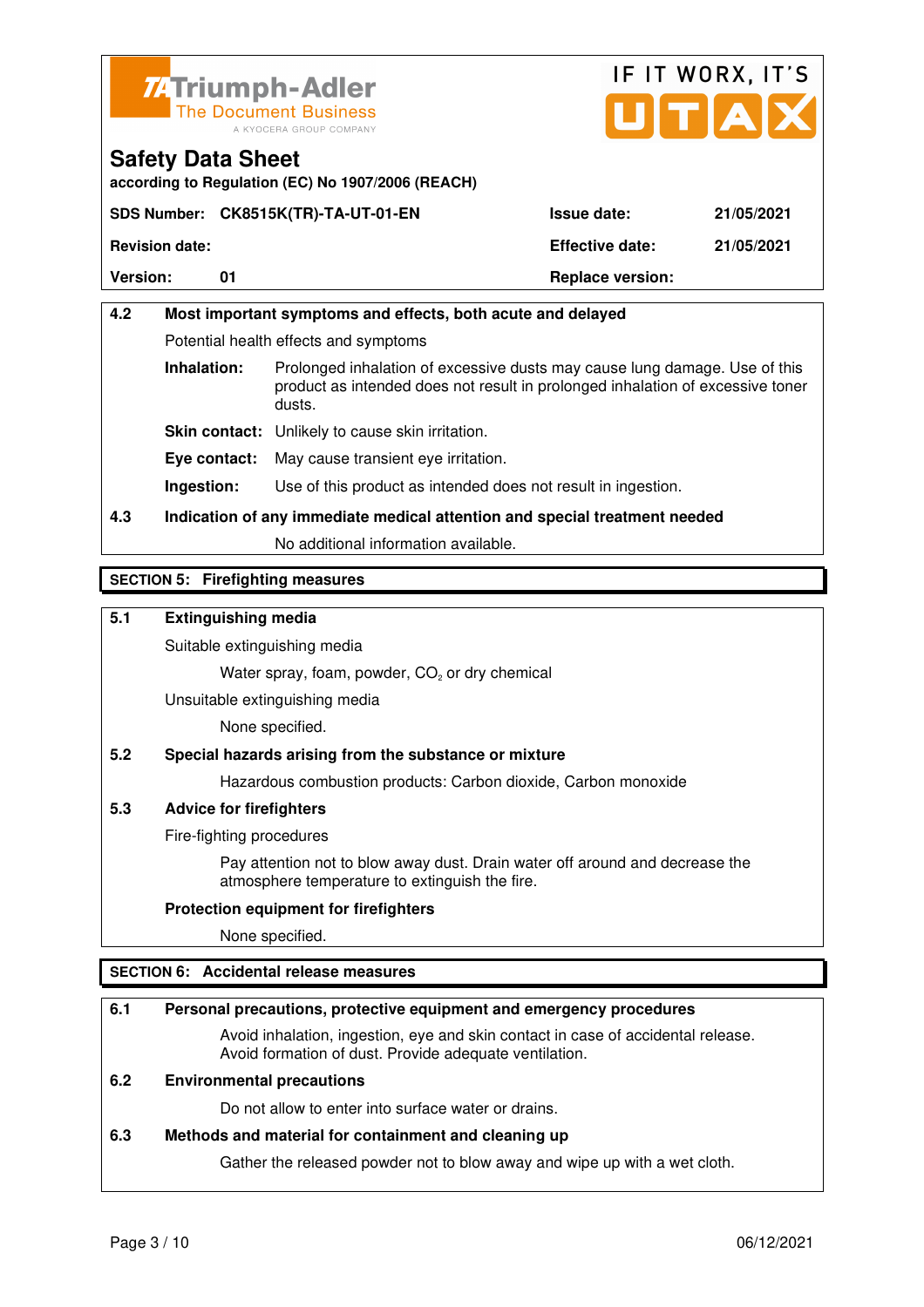# Safety Data Sheet

according to Regulation (EC) No 1907/2006 (REACH)

| SDS Number: | CK8515K(TR)-TA-UT-01-EN | Issue date: | 21/05/2021 |
| --- | --- | --- | --- |
| Revision date: | | Effective date: | 21/05/2021 |
| Version: | 01 | Replace version: | |

**4.2 Most important symptoms and effects, both acute and delayed**

Potential health effects and symptoms

**Inhalation:** Prolonged inhalation of excessive dusts may cause lung damage. Use of this product as intended does not result in prolonged inhalation of excessive toner dusts.

**Skin contact:** Unlikely to cause skin irritation.

**Eye contact:** May cause transient eye irritation.

**Ingestion:** Use of this product as intended does not result in ingestion.

**4.3 Indication of any immediate medical attention and special treatment needed**

No additional information available.

## SECTION 5: Firefighting measures

**5.1 Extinguishing media**

Suitable extinguishing media

Water spray, foam, powder, $CO_2$ or dry chemical

Unsuitable extinguishing media

None specified.

**5.2 Special hazards arising from the substance or mixture**

Hazardous combustion products: Carbon dioxide, Carbon monoxide

**5.3 Advice for firefighters**

Fire-fighting procedures

Pay attention not to blow away dust. Drain water off around and decrease the atmosphere temperature to extinguish the fire.

**Protection equipment for firefighters**

None specified.

## SECTION 6: Accidental release measures

**6.1 Personal precautions, protective equipment and emergency procedures**

Avoid inhalation, ingestion, eye and skin contact in case of accidental release. Avoid formation of dust. Provide adequate ventilation.

**6.2 Environmental precautions**

Do not allow to enter into surface water or drains.

**6.3 Methods and material for containment and cleaning up**

Gather the released powder not to blow away and wipe up with a wet cloth.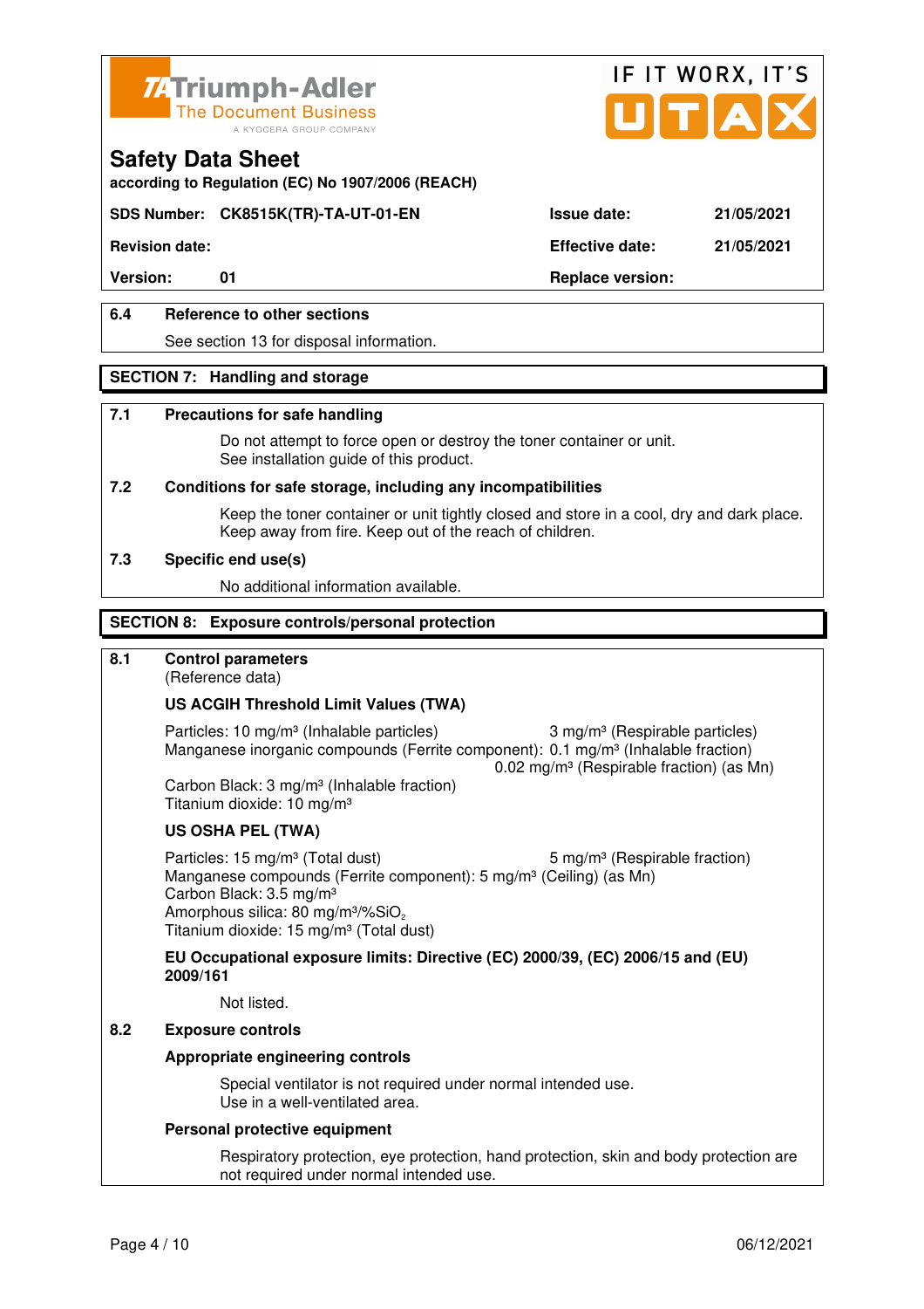Safety Data Sheet
according to Regulation (EC) No 1907/2006 (REACH)

| SDS Number: | CK8515K(TR)-TA-UT-01-EN | Issue date: | 21/05/2021 |
|---|---|---|---|
| Revision date: | | Effective date: | 21/05/2021 |
| Version: | 01 | Replace version: | |

### 6.4 Reference to other sections

See section 13 for disposal information.

## SECTION 7: Handling and storage

### 7.1 Precautions for safe handling

Do not attempt to force open or destroy the toner container or unit.
See installation guide of this product.

### 7.2 Conditions for safe storage, including any incompatibilities

Keep the toner container or unit tightly closed and store in a cool, dry and dark place.
Keep away from fire. Keep out of the reach of children.

### 7.3 Specific end use(s)

No additional information available.

## SECTION 8: Exposure controls/personal protection

### 8.1 Control parameters

(Reference data)

**US ACGIH Threshold Limit Values (TWA)**

Particles: 10 mg/m³ (Inhalable particles) 3 mg/m³ (Respirable particles)
Manganese inorganic compounds (Ferrite component): 0.1 mg/m³ (Inhalable fraction)
0.02 mg/m³ (Respirable fraction) (as Mn)
Carbon Black: 3 mg/m³ (Inhalable fraction)
Titanium dioxide: 10 mg/m³

**US OSHA PEL (TWA)**

Particles: 15 mg/m³ (Total dust) 5 mg/m³ (Respirable fraction)
Manganese compounds (Ferrite component): 5 mg/m³ (Ceiling) (as Mn)
Carbon Black: 3.5 mg/m³
Amorphous silica: 80 mg/m³/%$SiO_2$
Titanium dioxide: 15 mg/m³ (Total dust)

**EU Occupational exposure limits: Directive (EC) 2000/39, (EC) 2006/15 and (EU) 2009/161**

Not listed.

### 8.2 Exposure controls

**Appropriate engineering controls**

Special ventilator is not required under normal intended use.
Use in a well-ventilated area.

**Personal protective equipment**

Respiratory protection, eye protection, hand protection, skin and body protection are not required under normal intended use.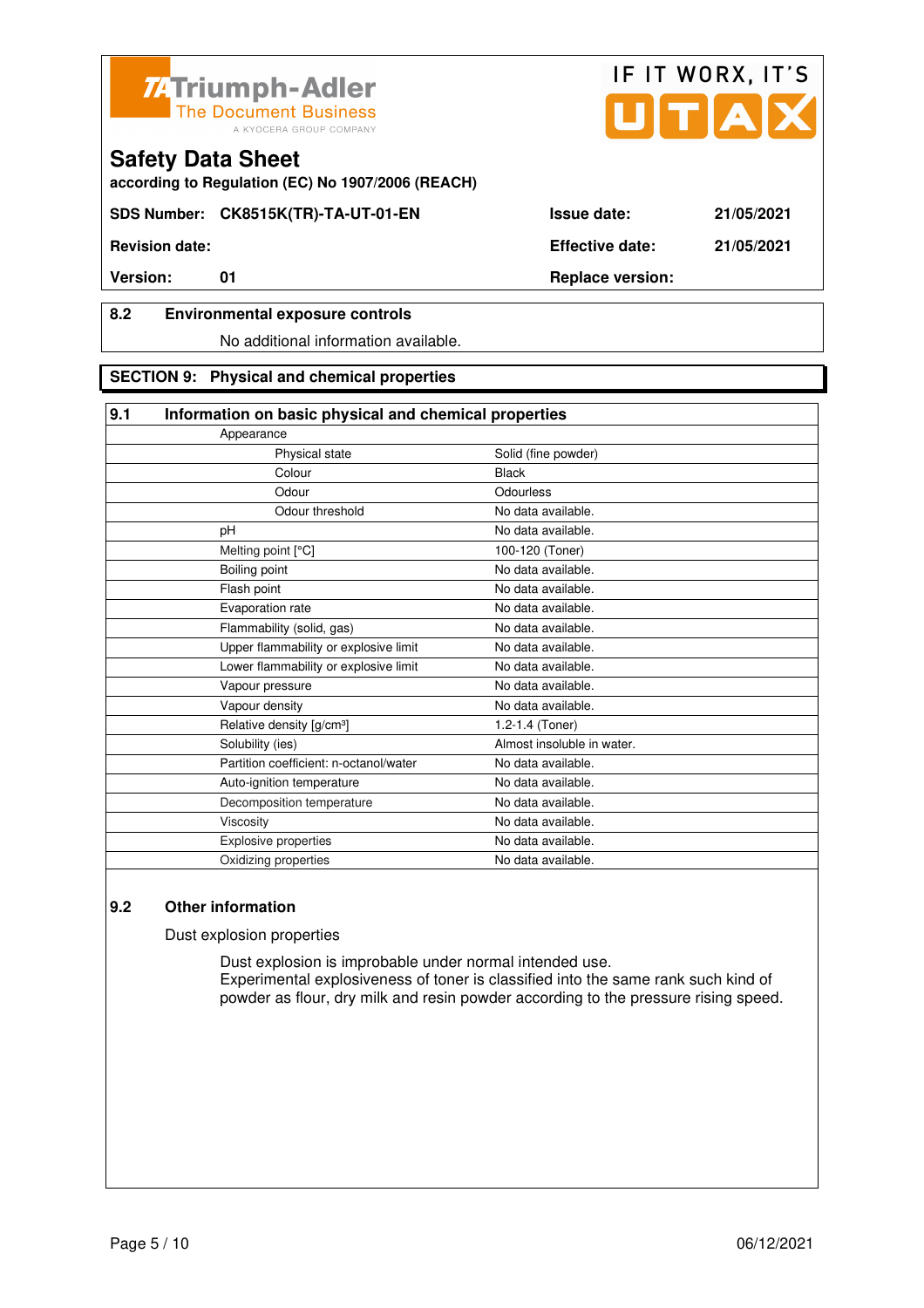**Safety Data Sheet**

**according to Regulation (EC) No 1907/2006 (REACH)**

| | | | |
|---|---|---|---|
| **SDS Number:** | **CK8515K(TR)-TA-UT-01-EN** | **Issue date:** | **21/05/2021** |
| **Revision date:** | | **Effective date:** | **21/05/2021** |
| **Version:** | **01** | **Replace version:** | |

### 8.2 Environmental exposure controls

No additional information available.

## SECTION 9: Physical and chemical properties

### 9.1 Information on basic physical and chemical properties

| Property | Value |
|---|---|
| Appearance | |
| Physical state | Solid (fine powder) |
| Colour | Black |
| Odour | Odourless |
| Odour threshold | No data available. |
| pH | No data available. |
| Melting point [°C] | 100-120 (Toner) |
| Boiling point | No data available. |
| Flash point | No data available. |
| Evaporation rate | No data available. |
| Flammability (solid, gas) | No data available. |
| Upper flammability or explosive limit | No data available. |
| Lower flammability or explosive limit | No data available. |
| Vapour pressure | No data available. |
| Vapour density | No data available. |
| Relative density [g/cm³] | 1.2-1.4 (Toner) |
| Solubility (ies) | Almost insoluble in water. |
| Partition coefficient: n-octanol/water | No data available. |
| Auto-ignition temperature | No data available. |
| Decomposition temperature | No data available. |
| Viscosity | No data available. |
| Explosive properties | No data available. |
| Oxidizing properties | No data available. |

### 9.2 Other information

Dust explosion properties

Dust explosion is improbable under normal intended use.
Experimental explosiveness of toner is classified into the same rank such kind of powder as flour, dry milk and resin powder according to the pressure rising speed.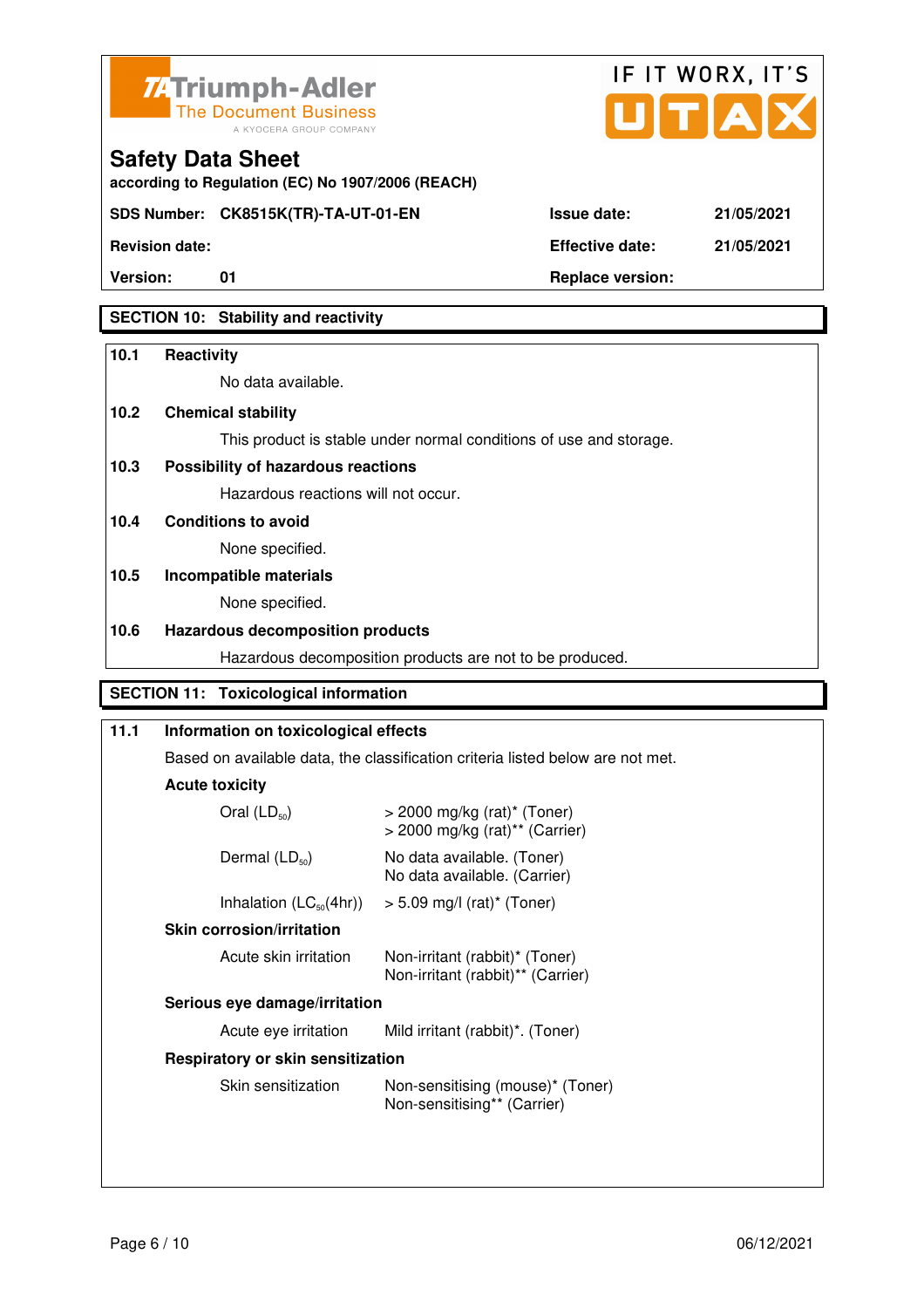Triumph-Adler
The Document Business
A KYOCERA GROUP COMPANY

IF IT WORX, IT'S UTAX

# Safety Data Sheet

**according to Regulation (EC) No 1907/2006 (REACH)**

| | | | |
|---|---|---|---|
| **SDS Number:** | **CK8515K(TR)-TA-UT-01-EN** | **Issue date:** | **21/05/2021** |
| **Revision date:** | | **Effective date:** | **21/05/2021** |
| **Version:** | **01** | **Replace version:** | |

## SECTION 10: Stability and reactivity

### 10.1 Reactivity

No data available.

### 10.2 Chemical stability

This product is stable under normal conditions of use and storage.

### 10.3 Possibility of hazardous reactions

Hazardous reactions will not occur.

### 10.4 Conditions to avoid

None specified.

### 10.5 Incompatible materials

None specified.

### 10.6 Hazardous decomposition products

Hazardous decomposition products are not to be produced.

## SECTION 11: Toxicological information

### 11.1 Information on toxicological effects

Based on available data, the classification criteria listed below are not met.

**Acute toxicity**

| | |
|---|---|
| Oral ($LD_{50}$) | > 2000 mg/kg (rat)* (Toner)<br>> 2000 mg/kg (rat)** (Carrier) |
| Dermal ($LD_{50}$) | No data available. (Toner)<br>No data available. (Carrier) |
| Inhalation ($LC_{50}$(4hr)) | > 5.09 mg/l (rat)* (Toner) |

**Skin corrosion/irritation**

| | |
|---|---|
| Acute skin irritation | Non-irritant (rabbit)* (Toner)<br>Non-irritant (rabbit)** (Carrier) |

**Serious eye damage/irritation**

| | |
|---|---|
| Acute eye irritation | Mild irritant (rabbit)*. (Toner) |

**Respiratory or skin sensitization**

| | |
|---|---|
| Skin sensitization | Non-sensitising (mouse)* (Toner)<br>Non-sensitising** (Carrier) |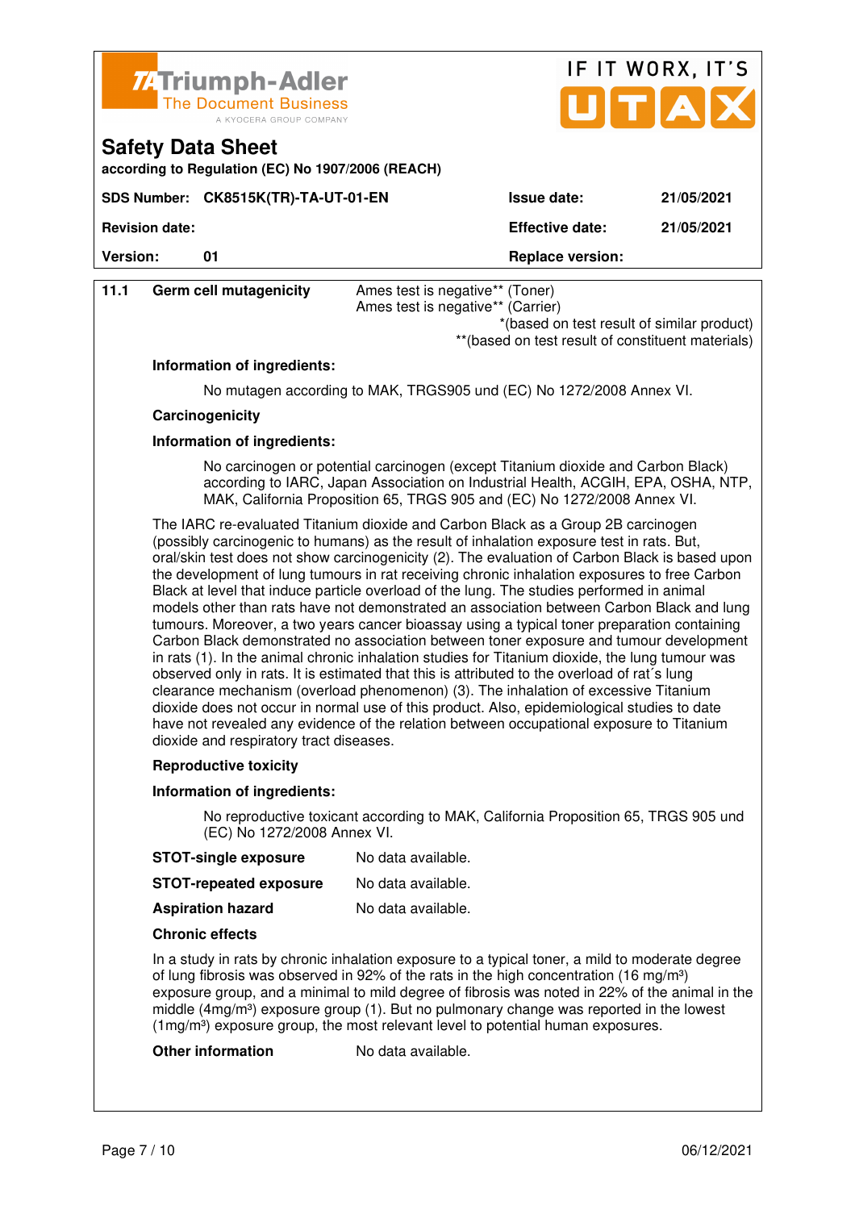**Safety Data Sheet**

according to Regulation (EC) No 1907/2006 (REACH)

| SDS Number: | CK8515K(TR)-TA-UT-01-EN | Issue date: | 21/05/2021 |
|---|---|---|---|
| Revision date: | | Effective date: | 21/05/2021 |
| Version: | 01 | Replace version: | |

**11.1 Germ cell mutagenicity**

Ames test is negative** (Toner)
Ames test is negative** (Carrier)

*(based on test result of similar product)
**(based on test result of constituent materials)

**Information of ingredients:**

No mutagen according to MAK, TRGS905 und (EC) No 1272/2008 Annex VI.

**Carcinogenicity**

**Information of ingredients:**

No carcinogen or potential carcinogen (except Titanium dioxide and Carbon Black) according to IARC, Japan Association on Industrial Health, ACGIH, EPA, OSHA, NTP, MAK, California Proposition 65, TRGS 905 and (EC) No 1272/2008 Annex VI.

The IARC re-evaluated Titanium dioxide and Carbon Black as a Group 2B carcinogen (possibly carcinogenic to humans) as the result of inhalation exposure test in rats. But, oral/skin test does not show carcinogenicity (2). The evaluation of Carbon Black is based upon the development of lung tumours in rat receiving chronic inhalation exposures to free Carbon Black at level that induce particle overload of the lung. The studies performed in animal models other than rats have not demonstrated an association between Carbon Black and lung tumours. Moreover, a two years cancer bioassay using a typical toner preparation containing Carbon Black demonstrated no association between toner exposure and tumour development in rats (1). In the animal chronic inhalation studies for Titanium dioxide, the lung tumour was observed only in rats. It is estimated that this is attributed to the overload of rat´s lung clearance mechanism (overload phenomenon) (3). The inhalation of excessive Titanium dioxide does not occur in normal use of this product. Also, epidemiological studies to date have not revealed any evidence of the relation between occupational exposure to Titanium dioxide and respiratory tract diseases.

**Reproductive toxicity**

**Information of ingredients:**

No reproductive toxicant according to MAK, California Proposition 65, TRGS 905 und (EC) No 1272/2008 Annex VI.

**STOT-single exposure** No data available.

**STOT-repeated exposure** No data available.

**Aspiration hazard** No data available.

**Chronic effects**

In a study in rats by chronic inhalation exposure to a typical toner, a mild to moderate degree of lung fibrosis was observed in 92% of the rats in the high concentration (16 mg/m³) exposure group, and a minimal to mild degree of fibrosis was noted in 22% of the animal in the middle (4mg/m³) exposure group (1). But no pulmonary change was reported in the lowest (1mg/m³) exposure group, the most relevant level to potential human exposures.

**Other information** No data available.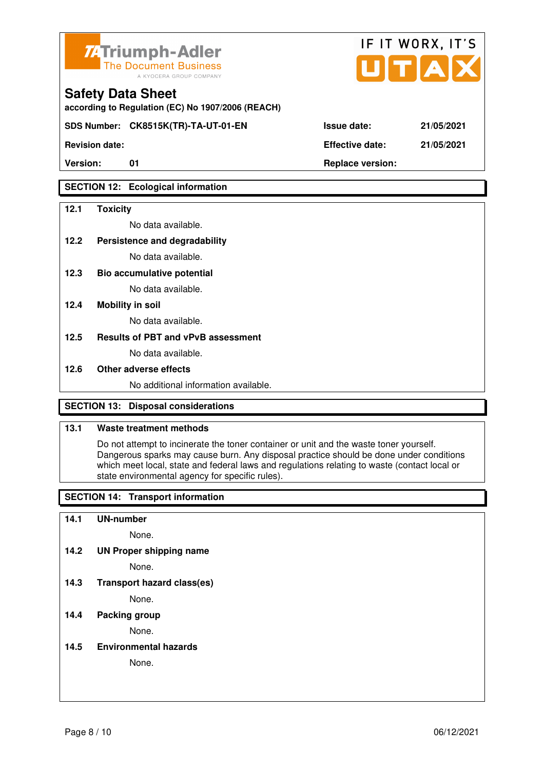## SECTION 12: Ecological information

**12.1 Toxicity**

No data available.

**12.2 Persistence and degradability**

No data available.

**12.3 Bio accumulative potential**

No data available.

**12.4 Mobility in soil**

No data available.

**12.5 Results of PBT and vPvB assessment**

No data available.

**12.6 Other adverse effects**

No additional information available.

## SECTION 13: Disposal considerations

**13.1 Waste treatment methods**

Do not attempt to incinerate the toner container or unit and the waste toner yourself. Dangerous sparks may cause burn. Any disposal practice should be done under conditions which meet local, state and federal laws and regulations relating to waste (contact local or state environmental agency for specific rules).

## SECTION 14: Transport information

**14.1 UN-number**

None.

**14.2 UN Proper shipping name**

None.

**14.3 Transport hazard class(es)**

None.

**14.4 Packing group**

None.

**14.5 Environmental hazards**

None.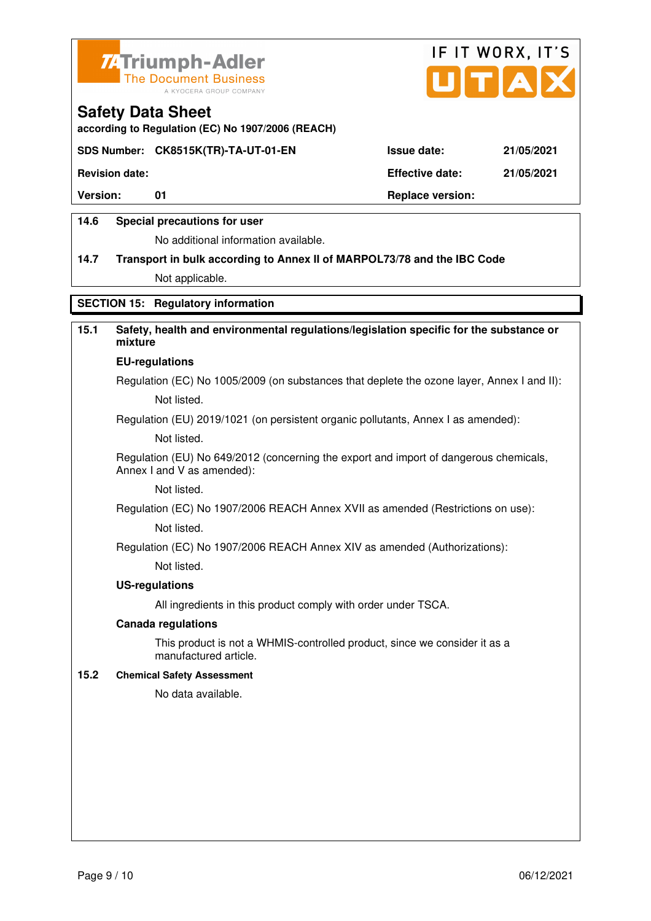**14.6 Special precautions for user**

No additional information available.

**14.7 Transport in bulk according to Annex II of MARPOL73/78 and the IBC Code**

Not applicable.

## SECTION 15: Regulatory information

**15.1 Safety, health and environmental regulations/legislation specific for the substance or mixture**

**EU-regulations**

Regulation (EC) No 1005/2009 (on substances that deplete the ozone layer, Annex I and II):

Not listed.

Regulation (EU) 2019/1021 (on persistent organic pollutants, Annex I as amended):

Not listed.

Regulation (EU) No 649/2012 (concerning the export and import of dangerous chemicals, Annex I and V as amended):

Not listed.

Regulation (EC) No 1907/2006 REACH Annex XVII as amended (Restrictions on use):

Not listed.

Regulation (EC) No 1907/2006 REACH Annex XIV as amended (Authorizations):

Not listed.

**US-regulations**

All ingredients in this product comply with order under TSCA.

**Canada regulations**

This product is not a WHMIS-controlled product, since we consider it as a manufactured article.

**15.2 Chemical Safety Assessment**

No data available.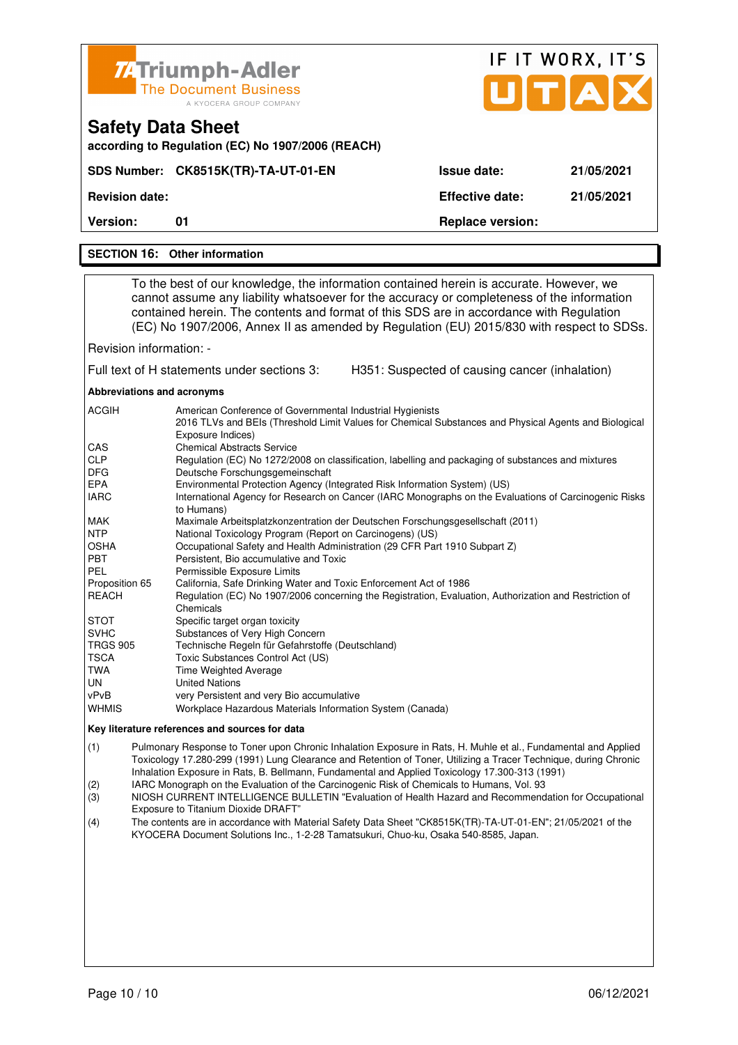Triumph-Adler
The Document Business
A KYOCERA GROUP COMPANY

IF IT WORX, IT'S UTAX

# Safety Data Sheet

**according to Regulation (EC) No 1907/2006 (REACH)**

| | | | |
|---|---|---|---|
| **SDS Number:** | **CK8515K(TR)-TA-UT-01-EN** | **Issue date:** | **21/05/2021** |
| **Revision date:** | | **Effective date:** | **21/05/2021** |
| **Version:** | **01** | **Replace version:** | |

## SECTION 16: Other information

To the best of our knowledge, the information contained herein is accurate. However, we cannot assume any liability whatsoever for the accuracy or completeness of the information contained herein. The contents and format of this SDS are in accordance with Regulation (EC) No 1907/2006, Annex II as amended by Regulation (EU) 2015/830 with respect to SDSs.

Revision information: -

Full text of H statements under sections 3: H351: Suspected of causing cancer (inhalation)

**Abbreviations and acronyms**

| | |
|---|---|
| ACGIH | American Conference of Governmental Industrial Hygienists<br>2016 TLVs and BEIs (Threshold Limit Values for Chemical Substances and Physical Agents and Biological Exposure Indices) |
| CAS | Chemical Abstracts Service |
| CLP | Regulation (EC) No 1272/2008 on classification, labelling and packaging of substances and mixtures |
| DFG | Deutsche Forschungsgemeinschaft |
| EPA | Environmental Protection Agency (Integrated Risk Information System) (US) |
| IARC | International Agency for Research on Cancer (IARC Monographs on the Evaluations of Carcinogenic Risks to Humans) |
| MAK | Maximale Arbeitsplatzkonzentration der Deutschen Forschungsgesellschaft (2011) |
| NTP | National Toxicology Program (Report on Carcinogens) (US) |
| OSHA | Occupational Safety and Health Administration (29 CFR Part 1910 Subpart Z) |
| PBT | Persistent, Bio accumulative and Toxic |
| PEL | Permissible Exposure Limits |
| Proposition 65 | California, Safe Drinking Water and Toxic Enforcement Act of 1986 |
| REACH | Regulation (EC) No 1907/2006 concerning the Registration, Evaluation, Authorization and Restriction of Chemicals |
| STOT | Specific target organ toxicity |
| SVHC | Substances of Very High Concern |
| TRGS 905 | Technische Regeln für Gefahrstoffe (Deutschland) |
| TSCA | Toxic Substances Control Act (US) |
| TWA | Time Weighted Average |
| UN | United Nations |
| vPvB | very Persistent and very Bio accumulative |
| WHMIS | Workplace Hazardous Materials Information System (Canada) |

**Key literature references and sources for data**

(1) Pulmonary Response to Toner upon Chronic Inhalation Exposure in Rats, H. Muhle et al., Fundamental and Applied Toxicology 17.280-299 (1991) Lung Clearance and Retention of Toner, Utilizing a Tracer Technique, during Chronic Inhalation Exposure in Rats, B. Bellmann, Fundamental and Applied Toxicology 17.300-313 (1991)

(2) IARC Monograph on the Evaluation of the Carcinogenic Risk of Chemicals to Humans, Vol. 93

(3) NIOSH CURRENT INTELLIGENCE BULLETIN "Evaluation of Health Hazard and Recommendation for Occupational Exposure to Titanium Dioxide DRAFT"

(4) The contents are in accordance with Material Safety Data Sheet "CK8515K(TR)-TA-UT-01-EN"; 21/05/2021 of the KYOCERA Document Solutions Inc., 1-2-28 Tamatsukuri, Chuo-ku, Osaka 540-8585, Japan.

06/12/2021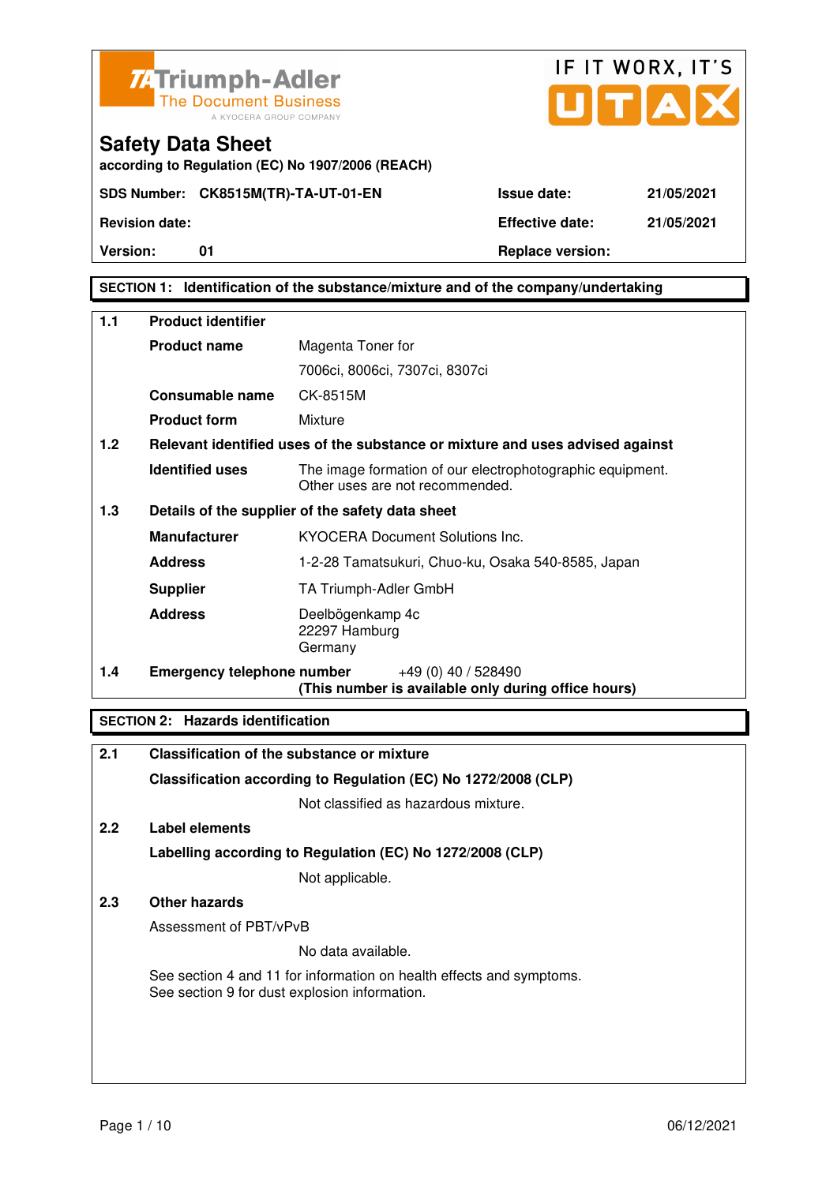# Safety Data Sheet

according to Regulation (EC) No 1907/2006 (REACH)

| SDS Number: CK8515M(TR)-TA-UT-01-EN | Issue date: | 21/05/2021 |
|---|---|---|
| Revision date: | Effective date: | 21/05/2021 |
| Version: 01 | Replace version: | |

## SECTION 1: Identification of the substance/mixture and of the company/undertaking

**1.1 Product identifier**

| | |
|---|---|
| **Product name** | Magenta Toner for 7006ci, 8006ci, 7307ci, 8307ci |
| **Consumable name** | CK-8515M |
| **Product form** | Mixture |

**1.2 Relevant identified uses of the substance or mixture and uses advised against**

| | |
|---|---|
| **Identified uses** | The image formation of our electrophotographic equipment. Other uses are not recommended. |

**1.3 Details of the supplier of the safety data sheet**

| | |
|---|---|
| **Manufacturer** | KYOCERA Document Solutions Inc. |
| **Address** | 1-2-28 Tamatsukuri, Chuo-ku, Osaka 540-8585, Japan |
| **Supplier** | TA Triumph-Adler GmbH |
| **Address** | Deelbögenkamp 4c<br>22297 Hamburg<br>Germany |

**1.4 Emergency telephone number** +49 (0) 40 / 528490
**(This number is available only during office hours)**

## SECTION 2: Hazards identification

**2.1 Classification of the substance or mixture**

**Classification according to Regulation (EC) No 1272/2008 (CLP)**

Not classified as hazardous mixture.

**2.2 Label elements**

**Labelling according to Regulation (EC) No 1272/2008 (CLP)**

Not applicable.

**2.3 Other hazards**

Assessment of PBT/vPvB

No data available.

See section 4 and 11 for information on health effects and symptoms.
See section 9 for dust explosion information.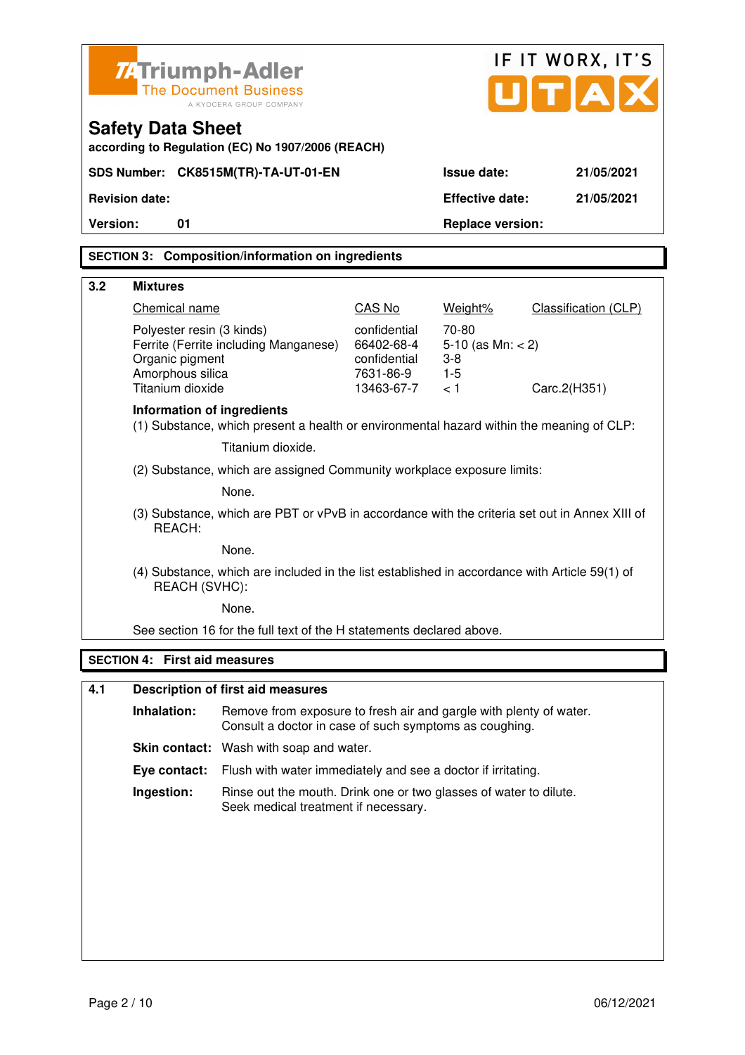# Safety Data Sheet

according to Regulation (EC) No 1907/2006 (REACH)

| SDS Number: | CK8515M(TR)-TA-UT-01-EN | Issue date: | 21/05/2021 |
|---|---|---|---|
| Revision date: | | Effective date: | 21/05/2021 |
| Version: | 01 | Replace version: | |

## SECTION 3: Composition/information on ingredients

### 3.2 Mixtures

| Chemical name | CAS No | Weight% | Classification (CLP) |
|---|---|---|---|
| Polyester resin (3 kinds) | confidential | 70-80 | |
| Ferrite (Ferrite including Manganese) | 66402-68-4 | 5-10 (as Mn: < 2) | |
| Organic pigment | confidential | 3-8 | |
| Amorphous silica | 7631-86-9 | 1-5 | |
| Titanium dioxide | 13463-67-7 | < 1 | Carc.2(H351) |

**Information of ingredients**

(1) Substance, which present a health or environmental hazard within the meaning of CLP:

Titanium dioxide.

(2) Substance, which are assigned Community workplace exposure limits:

None.

(3) Substance, which are PBT or vPvB in accordance with the criteria set out in Annex XIII of REACH:

None.

(4) Substance, which are included in the list established in accordance with Article 59(1) of REACH (SVHC):

None.

See section 16 for the full text of the H statements declared above.

## SECTION 4: First aid measures

### 4.1 Description of first aid measures

**Inhalation:** Remove from exposure to fresh air and gargle with plenty of water. Consult a doctor in case of such symptoms as coughing.

**Skin contact:** Wash with soap and water.

**Eye contact:** Flush with water immediately and see a doctor if irritating.

**Ingestion:** Rinse out the mouth. Drink one or two glasses of water to dilute. Seek medical treatment if necessary.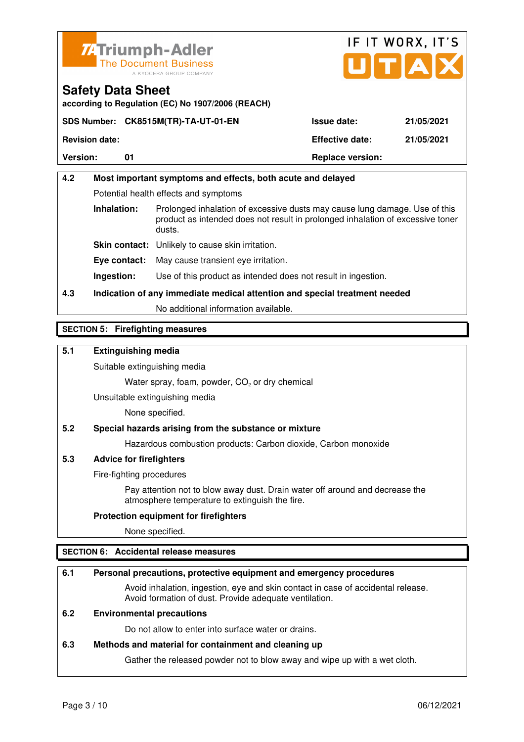| 4.2 | Most important symptoms and effects, both acute and delayed |
|---|---|

Potential health effects and symptoms

**Inhalation:** Prolonged inhalation of excessive dusts may cause lung damage. Use of this product as intended does not result in prolonged inhalation of excessive toner dusts.

**Skin contact:** Unlikely to cause skin irritation.

**Eye contact:** May cause transient eye irritation.

**Ingestion:** Use of this product as intended does not result in ingestion.

**4.3 Indication of any immediate medical attention and special treatment needed**

No additional information available.

## SECTION 5: Firefighting measures

**5.1 Extinguishing media**

Suitable extinguishing media

Water spray, foam, powder, $CO_2$ or dry chemical

Unsuitable extinguishing media

None specified.

**5.2 Special hazards arising from the substance or mixture**

Hazardous combustion products: Carbon dioxide, Carbon monoxide

**5.3 Advice for firefighters**

Fire-fighting procedures

Pay attention not to blow away dust. Drain water off around and decrease the atmosphere temperature to extinguish the fire.

**Protection equipment for firefighters**

None specified.

## SECTION 6: Accidental release measures

**6.1 Personal precautions, protective equipment and emergency procedures**

Avoid inhalation, ingestion, eye and skin contact in case of accidental release. Avoid formation of dust. Provide adequate ventilation.

**6.2 Environmental precautions**

Do not allow to enter into surface water or drains.

**6.3 Methods and material for containment and cleaning up**

Gather the released powder not to blow away and wipe up with a wet cloth.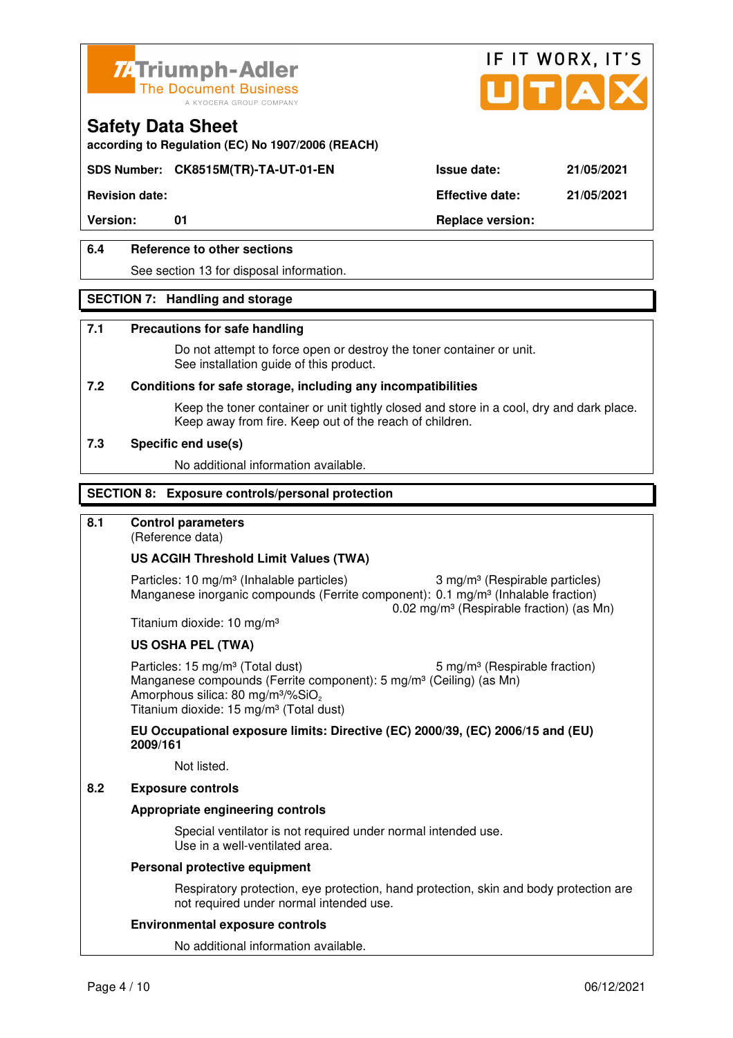## 6.4 Reference to other sections

See section 13 for disposal information.

## SECTION 7: Handling and storage

### 7.1 Precautions for safe handling

Do not attempt to force open or destroy the toner container or unit.
See installation guide of this product.

### 7.2 Conditions for safe storage, including any incompatibilities

Keep the toner container or unit tightly closed and store in a cool, dry and dark place.
Keep away from fire. Keep out of the reach of children.

### 7.3 Specific end use(s)

No additional information available.

## SECTION 8: Exposure controls/personal protection

### 8.1 Control parameters

(Reference data)

**US ACGIH Threshold Limit Values (TWA)**

Particles: 10 mg/m³ (Inhalable particles) 3 mg/m³ (Respirable particles)
Manganese inorganic compounds (Ferrite component): 0.1 mg/m³ (Inhalable fraction)
0.02 mg/m³ (Respirable fraction) (as Mn)
Titanium dioxide: 10 mg/m³

**US OSHA PEL (TWA)**

Particles: 15 mg/m³ (Total dust) 5 mg/m³ (Respirable fraction)
Manganese compounds (Ferrite component): 5 mg/m³ (Ceiling) (as Mn)
Amorphous silica: 80 mg/m³/%$SiO_2$
Titanium dioxide: 15 mg/m³ (Total dust)

**EU Occupational exposure limits: Directive (EC) 2000/39, (EC) 2006/15 and (EU) 2009/161**

Not listed.

### 8.2 Exposure controls

**Appropriate engineering controls**

Special ventilator is not required under normal intended use.
Use in a well-ventilated area.

**Personal protective equipment**

Respiratory protection, eye protection, hand protection, skin and body protection are not required under normal intended use.

**Environmental exposure controls**

No additional information available.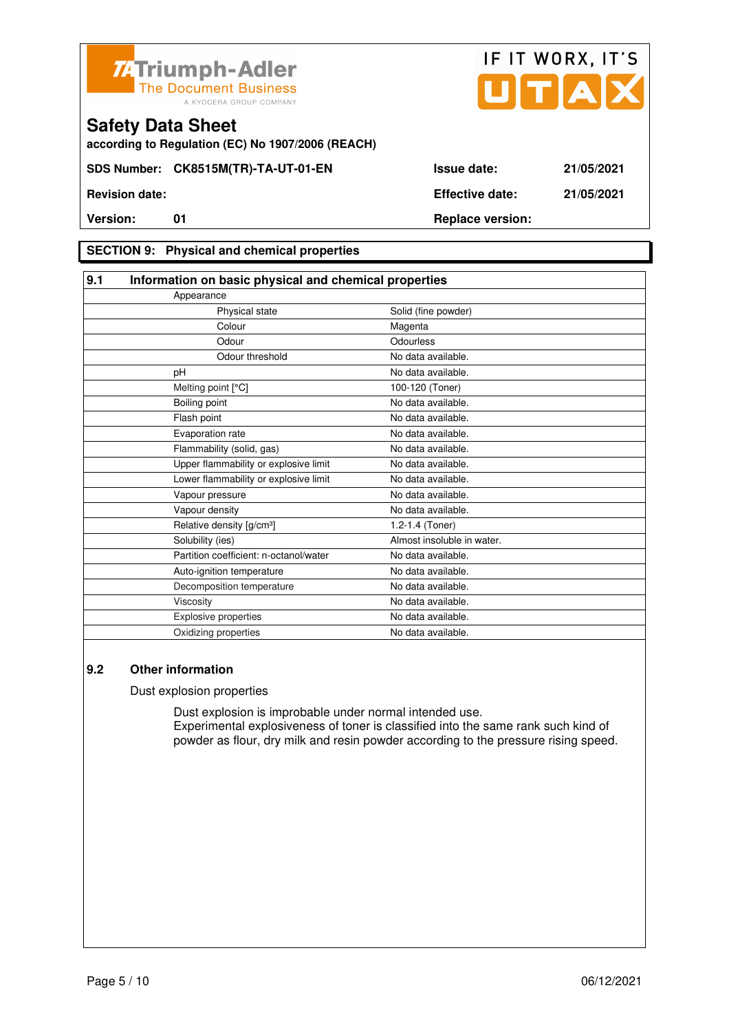Triumph-Adler
The Document Business
A KYOCERA GROUP COMPANY

IF IT WORX, IT'S UTAX

# Safety Data Sheet

**according to Regulation (EC) No 1907/2006 (REACH)**

| **SDS Number:** | **CK8515M(TR)-TA-UT-01-EN** | **Issue date:** | **21/05/2021** |
|---|---|---|---|
| **Revision date:** | | **Effective date:** | **21/05/2021** |
| **Version:** | **01** | **Replace version:** | |

## SECTION 9: Physical and chemical properties

### 9.1 Information on basic physical and chemical properties

| Property | Value |
|---|---|
| Appearance | |
| Physical state | Solid (fine powder) |
| Colour | Magenta |
| Odour | Odourless |
| Odour threshold | No data available. |
| pH | No data available. |
| Melting point [°C] | 100-120 (Toner) |
| Boiling point | No data available. |
| Flash point | No data available. |
| Evaporation rate | No data available. |
| Flammability (solid, gas) | No data available. |
| Upper flammability or explosive limit | No data available. |
| Lower flammability or explosive limit | No data available. |
| Vapour pressure | No data available. |
| Vapour density | No data available. |
| Relative density [g/cm³] | 1.2-1.4 (Toner) |
| Solubility (ies) | Almost insoluble in water. |
| Partition coefficient: n-octanol/water | No data available. |
| Auto-ignition temperature | No data available. |
| Decomposition temperature | No data available. |
| Viscosity | No data available. |
| Explosive properties | No data available. |
| Oxidizing properties | No data available. |

### 9.2 Other information

Dust explosion properties

Dust explosion is improbable under normal intended use.
Experimental explosiveness of toner is classified into the same rank such kind of powder as flour, dry milk and resin powder according to the pressure rising speed.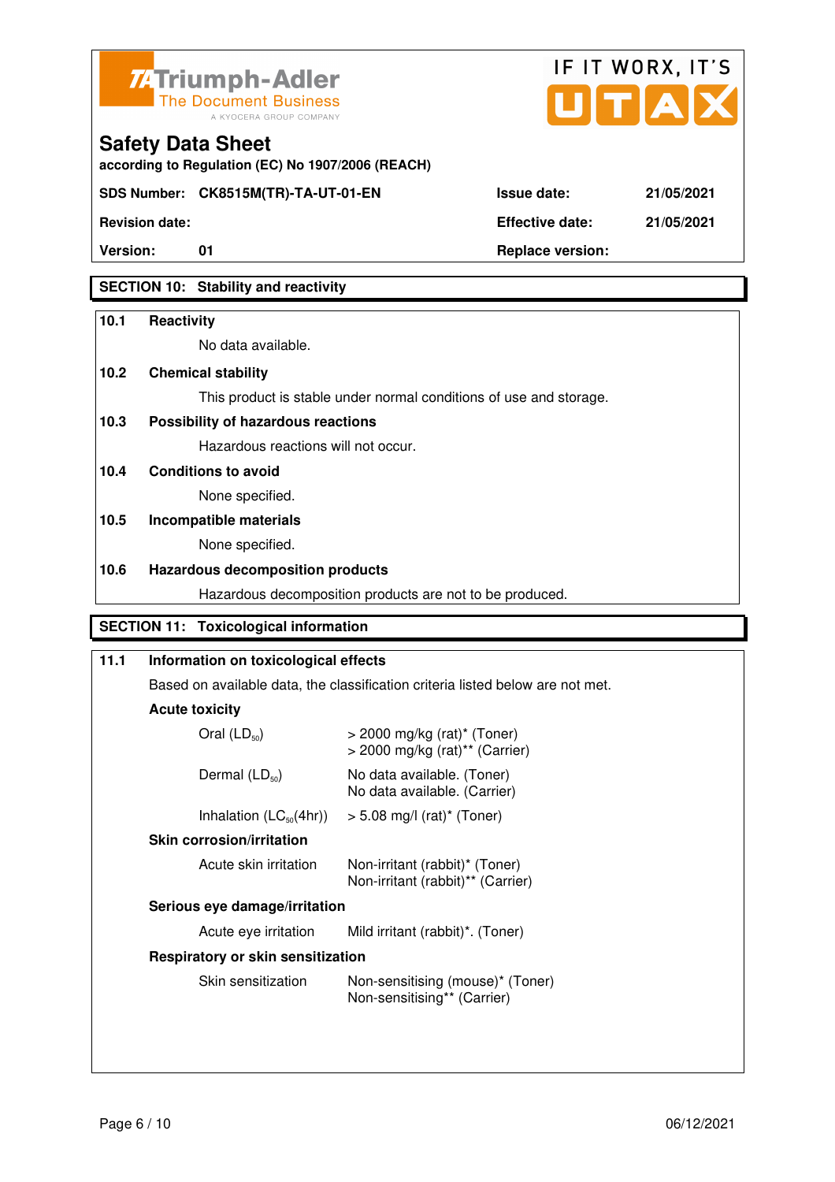Triumph-Adler
The Document Business
A KYOCERA GROUP COMPANY

IF IT WORX, IT'S UTAX

# Safety Data Sheet

**according to Regulation (EC) No 1907/2006 (REACH)**

| **SDS Number:** | **CK8515M(TR)-TA-UT-01-EN** | **Issue date:** | **21/05/2021** |
|---|---|---|---|
| **Revision date:** | | **Effective date:** | **21/05/2021** |
| **Version:** | **01** | **Replace version:** | |

## SECTION 10: Stability and reactivity

**10.1 Reactivity**

No data available.

**10.2 Chemical stability**

This product is stable under normal conditions of use and storage.

**10.3 Possibility of hazardous reactions**

Hazardous reactions will not occur.

**10.4 Conditions to avoid**

None specified.

**10.5 Incompatible materials**

None specified.

**10.6 Hazardous decomposition products**

Hazardous decomposition products are not to be produced.

## SECTION 11: Toxicological information

**11.1 Information on toxicological effects**

Based on available data, the classification criteria listed below are not met.

**Acute toxicity**

| | |
|---|---|
| Oral ($LD_{50}$) | > 2000 mg/kg (rat)* (Toner)<br>> 2000 mg/kg (rat)** (Carrier) |
| Dermal ($LD_{50}$) | No data available. (Toner)<br>No data available. (Carrier) |
| Inhalation ($LC_{50}$(4hr)) | > 5.08 mg/l (rat)* (Toner) |

**Skin corrosion/irritation**

| | |
|---|---|
| Acute skin irritation | Non-irritant (rabbit)* (Toner)<br>Non-irritant (rabbit)** (Carrier) |

**Serious eye damage/irritation**

| | |
|---|---|
| Acute eye irritation | Mild irritant (rabbit)*. (Toner) |

**Respiratory or skin sensitization**

| | |
|---|---|
| Skin sensitization | Non-sensitising (mouse)* (Toner)<br>Non-sensitising** (Carrier) |

06/12/2021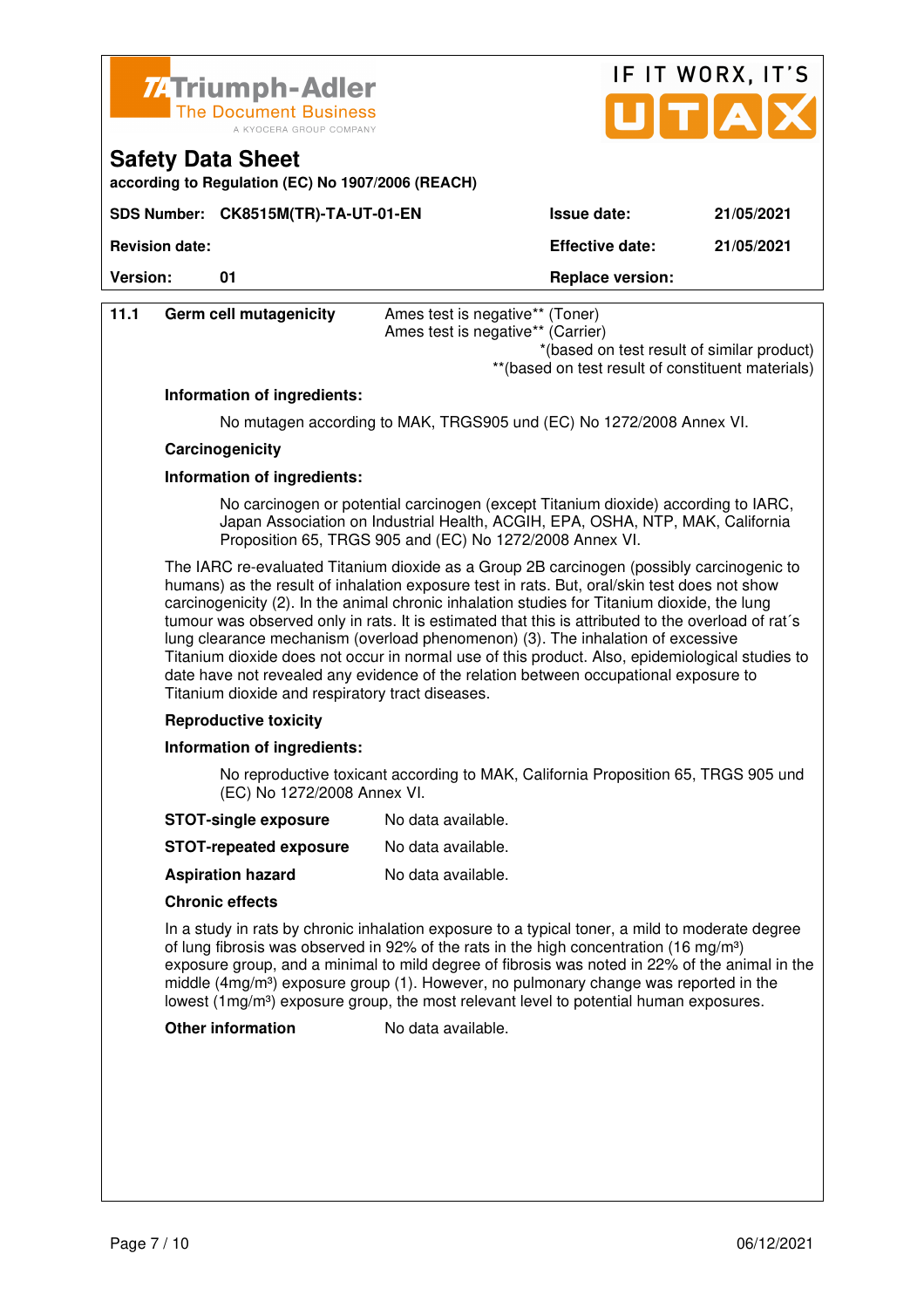# Safety Data Sheet

according to Regulation (EC) No 1907/2006 (REACH)

| SDS Number: CK8515M(TR)-TA-UT-01-EN | Issue date: | 21/05/2021 |
|---|---|---|
| Revision date: | Effective date: | 21/05/2021 |
| Version: 01 | Replace version: | |

**11.1 Germ cell mutagenicity** Ames test is negative** (Toner)
Ames test is negative** (Carrier)

*(based on test result of similar product)
**(based on test result of constituent materials)

**Information of ingredients:**

No mutagen according to MAK, TRGS905 und (EC) No 1272/2008 Annex VI.

**Carcinogenicity**

**Information of ingredients:**

No carcinogen or potential carcinogen (except Titanium dioxide) according to IARC, Japan Association on Industrial Health, ACGIH, EPA, OSHA, NTP, MAK, California Proposition 65, TRGS 905 and (EC) No 1272/2008 Annex VI.

The IARC re-evaluated Titanium dioxide as a Group 2B carcinogen (possibly carcinogenic to humans) as the result of inhalation exposure test in rats. But, oral/skin test does not show carcinogenicity (2). In the animal chronic inhalation studies for Titanium dioxide, the lung tumour was observed only in rats. It is estimated that this is attributed to the overload of rat´s lung clearance mechanism (overload phenomenon) (3). The inhalation of excessive Titanium dioxide does not occur in normal use of this product. Also, epidemiological studies to date have not revealed any evidence of the relation between occupational exposure to Titanium dioxide and respiratory tract diseases.

**Reproductive toxicity**

**Information of ingredients:**

No reproductive toxicant according to MAK, California Proposition 65, TRGS 905 und (EC) No 1272/2008 Annex VI.

**STOT-single exposure** No data available.

**STOT-repeated exposure** No data available.

**Aspiration hazard** No data available.

**Chronic effects**

In a study in rats by chronic inhalation exposure to a typical toner, a mild to moderate degree of lung fibrosis was observed in 92% of the rats in the high concentration (16 mg/m³) exposure group, and a minimal to mild degree of fibrosis was noted in 22% of the animal in the middle (4mg/m³) exposure group (1). However, no pulmonary change was reported in the lowest (1mg/m³) exposure group, the most relevant level to potential human exposures.

**Other information** No data available.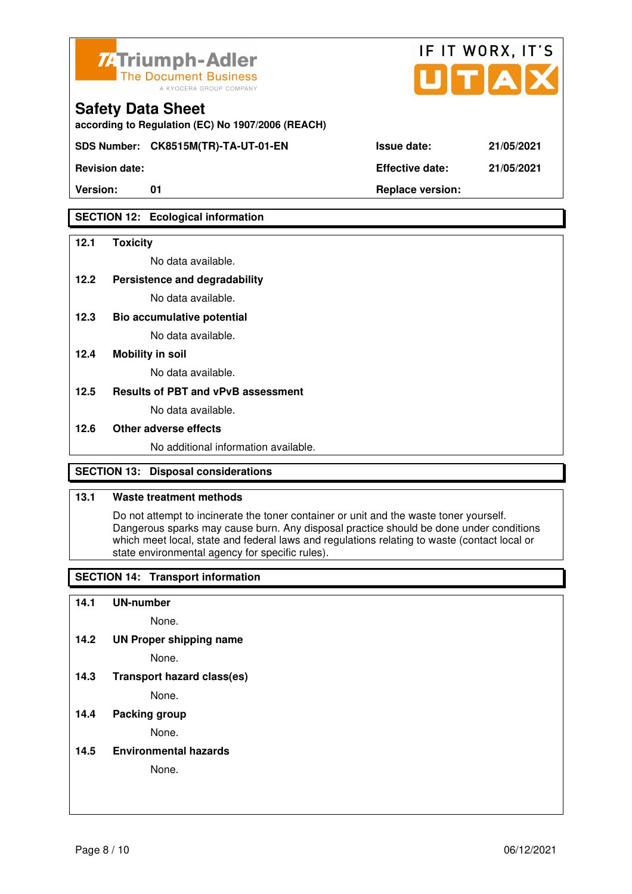## Safety Data Sheet

according to Regulation (EC) No 1907/2006 (REACH)

| SDS Number: | CK8515M(TR)-TA-UT-01-EN | Issue date: | 21/05/2021 |
|---|---|---|---|
| Revision date: | | Effective date: | 21/05/2021 |
| Version: | 01 | Replace version: | |

## SECTION 12: Ecological information

**12.1 Toxicity**

No data available.

**12.2 Persistence and degradability**

No data available.

**12.3 Bio accumulative potential**

No data available.

**12.4 Mobility in soil**

No data available.

**12.5 Results of PBT and vPvB assessment**

No data available.

**12.6 Other adverse effects**

No additional information available.

## SECTION 13: Disposal considerations

**13.1 Waste treatment methods**

Do not attempt to incinerate the toner container or unit and the waste toner yourself. Dangerous sparks may cause burn. Any disposal practice should be done under conditions which meet local, state and federal laws and regulations relating to waste (contact local or state environmental agency for specific rules).

## SECTION 14: Transport information

**14.1 UN-number**

None.

**14.2 UN Proper shipping name**

None.

**14.3 Transport hazard class(es)**

None.

**14.4 Packing group**

None.

**14.5 Environmental hazards**

None.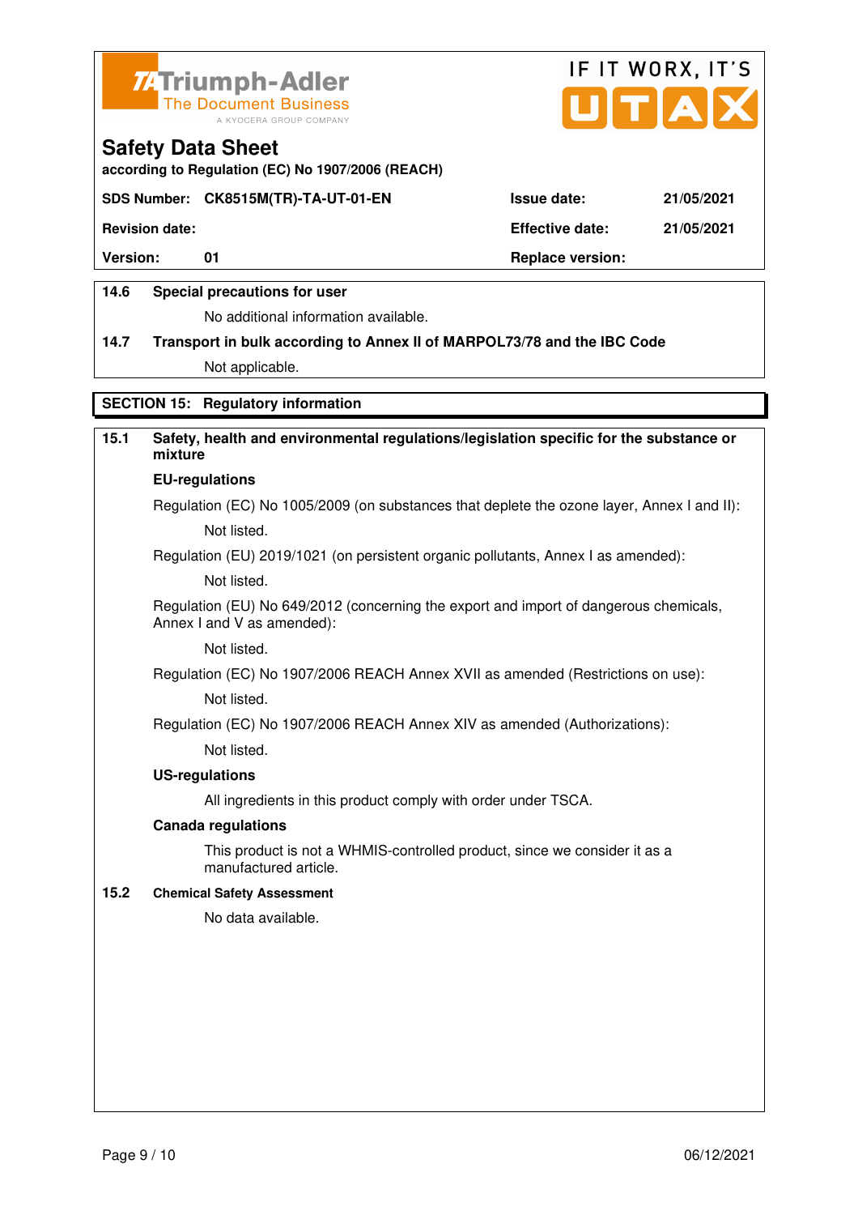**14.6 Special precautions for user**

No additional information available.

**14.7 Transport in bulk according to Annex II of MARPOL73/78 and the IBC Code**

Not applicable.

## SECTION 15: Regulatory information

**15.1 Safety, health and environmental regulations/legislation specific for the substance or mixture**

**EU-regulations**

Regulation (EC) No 1005/2009 (on substances that deplete the ozone layer, Annex I and II):

Not listed.

Regulation (EU) 2019/1021 (on persistent organic pollutants, Annex I as amended):

Not listed.

Regulation (EU) No 649/2012 (concerning the export and import of dangerous chemicals, Annex I and V as amended):

Not listed.

Regulation (EC) No 1907/2006 REACH Annex XVII as amended (Restrictions on use):

Not listed.

Regulation (EC) No 1907/2006 REACH Annex XIV as amended (Authorizations):

Not listed.

**US-regulations**

All ingredients in this product comply with order under TSCA.

**Canada regulations**

This product is not a WHMIS-controlled product, since we consider it as a manufactured article.

**15.2 Chemical Safety Assessment**

No data available.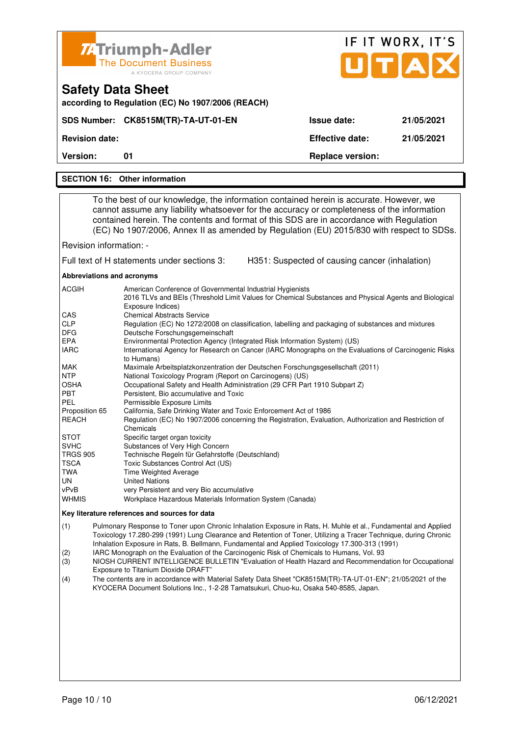## SECTION 16: Other information

To the best of our knowledge, the information contained herein is accurate. However, we cannot assume any liability whatsoever for the accuracy or completeness of the information contained herein. The contents and format of this SDS are in accordance with Regulation (EC) No 1907/2006, Annex II as amended by Regulation (EU) 2015/830 with respect to SDSs.

Revision information: -

Full text of H statements under sections 3: H351: Suspected of causing cancer (inhalation)

**Abbreviations and acronyms**

| | |
|---|---|
| ACGIH | American Conference of Governmental Industrial Hygienists<br>2016 TLVs and BEIs (Threshold Limit Values for Chemical Substances and Physical Agents and Biological Exposure Indices) |
| CAS | Chemical Abstracts Service |
| CLP | Regulation (EC) No 1272/2008 on classification, labelling and packaging of substances and mixtures |
| DFG | Deutsche Forschungsgemeinschaft |
| EPA | Environmental Protection Agency (Integrated Risk Information System) (US) |
| IARC | International Agency for Research on Cancer (IARC Monographs on the Evaluations of Carcinogenic Risks to Humans) |
| MAK | Maximale Arbeitsplatzkonzentration der Deutschen Forschungsgesellschaft (2011) |
| NTP | National Toxicology Program (Report on Carcinogens) (US) |
| OSHA | Occupational Safety and Health Administration (29 CFR Part 1910 Subpart Z) |
| PBT | Persistent, Bio accumulative and Toxic |
| PEL | Permissible Exposure Limits |
| Proposition 65 | California, Safe Drinking Water and Toxic Enforcement Act of 1986 |
| REACH | Regulation (EC) No 1907/2006 concerning the Registration, Evaluation, Authorization and Restriction of Chemicals |
| STOT | Specific target organ toxicity |
| SVHC | Substances of Very High Concern |
| TRGS 905 | Technische Regeln für Gefahrstoffe (Deutschland) |
| TSCA | Toxic Substances Control Act (US) |
| TWA | Time Weighted Average |
| UN | United Nations |
| vPvB | very Persistent and very Bio accumulative |
| WHMIS | Workplace Hazardous Materials Information System (Canada) |

**Key literature references and sources for data**

(1) Pulmonary Response to Toner upon Chronic Inhalation Exposure in Rats, H. Muhle et al., Fundamental and Applied Toxicology 17.280-299 (1991) Lung Clearance and Retention of Toner, Utilizing a Tracer Technique, during Chronic Inhalation Exposure in Rats, B. Bellmann, Fundamental and Applied Toxicology 17.300-313 (1991)

(2) IARC Monograph on the Evaluation of the Carcinogenic Risk of Chemicals to Humans, Vol. 93

(3) NIOSH CURRENT INTELLIGENCE BULLETIN "Evaluation of Health Hazard and Recommendation for Occupational Exposure to Titanium Dioxide DRAFT"

(4) The contents are in accordance with Material Safety Data Sheet "CK8515M(TR)-TA-UT-01-EN"; 21/05/2021 of the KYOCERA Document Solutions Inc., 1-2-28 Tamatsukuri, Chuo-ku, Osaka 540-8585, Japan.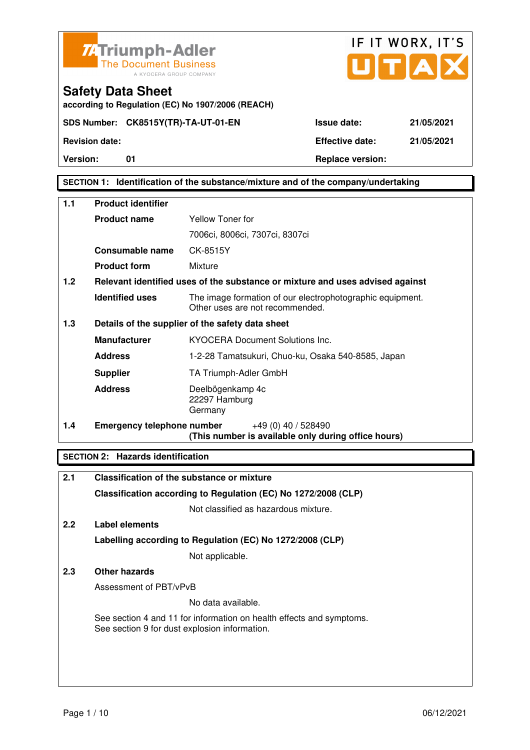**Triumph-Adler**
The Document Business
A KYOCERA GROUP COMPANY

IF IT WORX, IT'S UTAX

# Safety Data Sheet

according to Regulation (EC) No 1907/2006 (REACH)

| SDS Number: CK8515Y(TR)-TA-UT-01-EN | Issue date: | 21/05/2021 |
|---|---|---|
| Revision date: | Effective date: | 21/05/2021 |
| Version: 01 | Replace version: | |

## SECTION 1: Identification of the substance/mixture and of the company/undertaking

**1.1 Product identifier**

| | |
|---|---|
| **Product name** | Yellow Toner for 7006ci, 8006ci, 7307ci, 8307ci |
| **Consumable name** | CK-8515Y |
| **Product form** | Mixture |

**1.2 Relevant identified uses of the substance or mixture and uses advised against**

| | |
|---|---|
| **Identified uses** | The image formation of our electrophotographic equipment. Other uses are not recommended. |

**1.3 Details of the supplier of the safety data sheet**

| | |
|---|---|
| **Manufacturer** | KYOCERA Document Solutions Inc. |
| **Address** | 1-2-28 Tamatsukuri, Chuo-ku, Osaka 540-8585, Japan |
| **Supplier** | TA Triumph-Adler GmbH |
| **Address** | Deelbögenkamp 4c<br>22297 Hamburg<br>Germany |

**1.4 Emergency telephone number** +49 (0) 40 / 528490
**(This number is available only during office hours)**

## SECTION 2: Hazards identification

**2.1 Classification of the substance or mixture**

**Classification according to Regulation (EC) No 1272/2008 (CLP)**

Not classified as hazardous mixture.

**2.2 Label elements**

**Labelling according to Regulation (EC) No 1272/2008 (CLP)**

Not applicable.

**2.3 Other hazards**

Assessment of PBT/vPvB

No data available.

See section 4 and 11 for information on health effects and symptoms.
See section 9 for dust explosion information.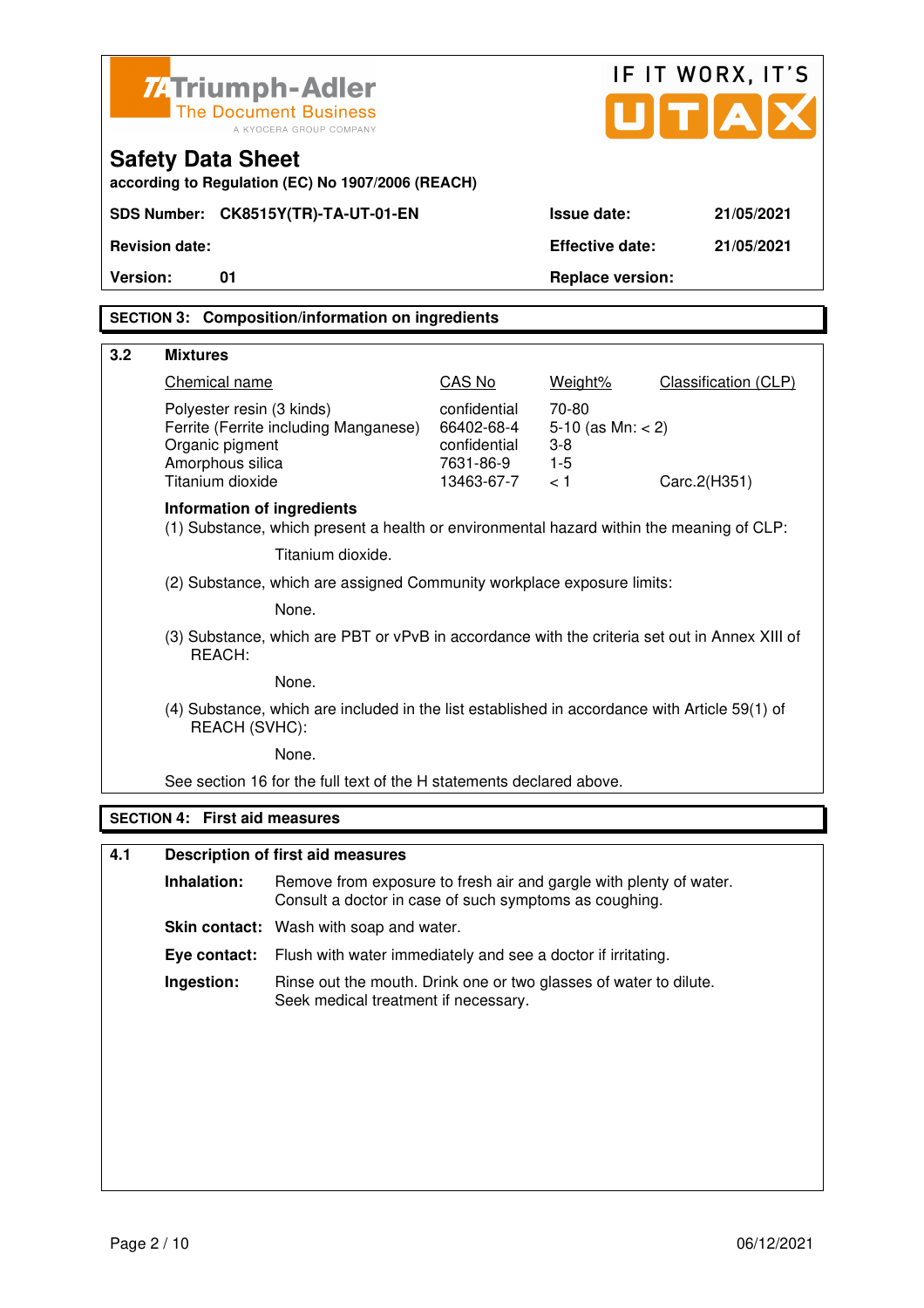Triumph-Adler
The Document Business
A KYOCERA GROUP COMPANY

IF IT WORX, IT'S UTAX

# Safety Data Sheet

**according to Regulation (EC) No 1907/2006 (REACH)**

| | | | |
|---|---|---|---|
| **SDS Number:** | **CK8515Y(TR)-TA-UT-01-EN** | **Issue date:** | **21/05/2021** |
| **Revision date:** | | **Effective date:** | **21/05/2021** |
| **Version:** | **01** | **Replace version:** | |

## SECTION 3: Composition/information on ingredients

### 3.2 Mixtures

| Chemical name | CAS No | Weight% | Classification (CLP) |
|---|---|---|---|
| Polyester resin (3 kinds) | confidential | 70-80 | |
| Ferrite (Ferrite including Manganese) | 66402-68-4 | 5-10 (as Mn: < 2) | |
| Organic pigment | confidential | 3-8 | |
| Amorphous silica | 7631-86-9 | 1-5 | |
| Titanium dioxide | 13463-67-7 | < 1 | Carc.2(H351) |

**Information of ingredients**

(1) Substance, which present a health or environmental hazard within the meaning of CLP:

Titanium dioxide.

(2) Substance, which are assigned Community workplace exposure limits:

None.

(3) Substance, which are PBT or vPvB in accordance with the criteria set out in Annex XIII of REACH:

None.

(4) Substance, which are included in the list established in accordance with Article 59(1) of REACH (SVHC):

None.

See section 16 for the full text of the H statements declared above.

## SECTION 4: First aid measures

### 4.1 Description of first aid measures

**Inhalation:** Remove from exposure to fresh air and gargle with plenty of water. Consult a doctor in case of such symptoms as coughing.

**Skin contact:** Wash with soap and water.

**Eye contact:** Flush with water immediately and see a doctor if irritating.

**Ingestion:** Rinse out the mouth. Drink one or two glasses of water to dilute. Seek medical treatment if necessary.

06/12/2021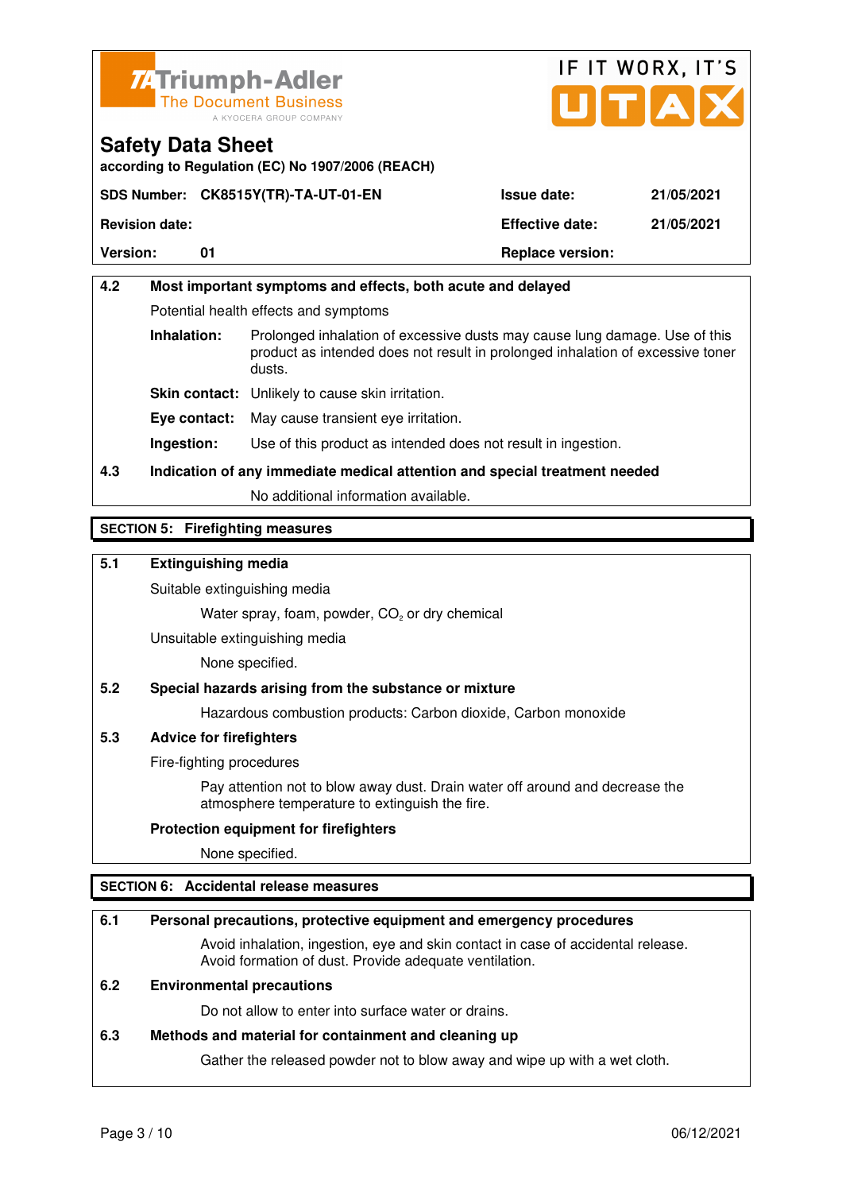**Safety Data Sheet**
according to Regulation (EC) No 1907/2006 (REACH)

| SDS Number: | CK8515Y(TR)-TA-UT-01-EN | Issue date: | 21/05/2021 |
|---|---|---|---|
| Revision date: | | Effective date: | 21/05/2021 |
| Version: | 01 | Replace version: | |

### 4.2 Most important symptoms and effects, both acute and delayed

Potential health effects and symptoms

**Inhalation:** Prolonged inhalation of excessive dusts may cause lung damage. Use of this product as intended does not result in prolonged inhalation of excessive toner dusts.

**Skin contact:** Unlikely to cause skin irritation.

**Eye contact:** May cause transient eye irritation.

**Ingestion:** Use of this product as intended does not result in ingestion.

### 4.3 Indication of any immediate medical attention and special treatment needed

No additional information available.

## SECTION 5: Firefighting measures

### 5.1 Extinguishing media

Suitable extinguishing media

Water spray, foam, powder, $CO_2$ or dry chemical

Unsuitable extinguishing media

None specified.

### 5.2 Special hazards arising from the substance or mixture

Hazardous combustion products: Carbon dioxide, Carbon monoxide

### 5.3 Advice for firefighters

Fire-fighting procedures

Pay attention not to blow away dust. Drain water off around and decrease the atmosphere temperature to extinguish the fire.

**Protection equipment for firefighters**

None specified.

## SECTION 6: Accidental release measures

### 6.1 Personal precautions, protective equipment and emergency procedures

Avoid inhalation, ingestion, eye and skin contact in case of accidental release. Avoid formation of dust. Provide adequate ventilation.

### 6.2 Environmental precautions

Do not allow to enter into surface water or drains.

### 6.3 Methods and material for containment and cleaning up

Gather the released powder not to blow away and wipe up with a wet cloth.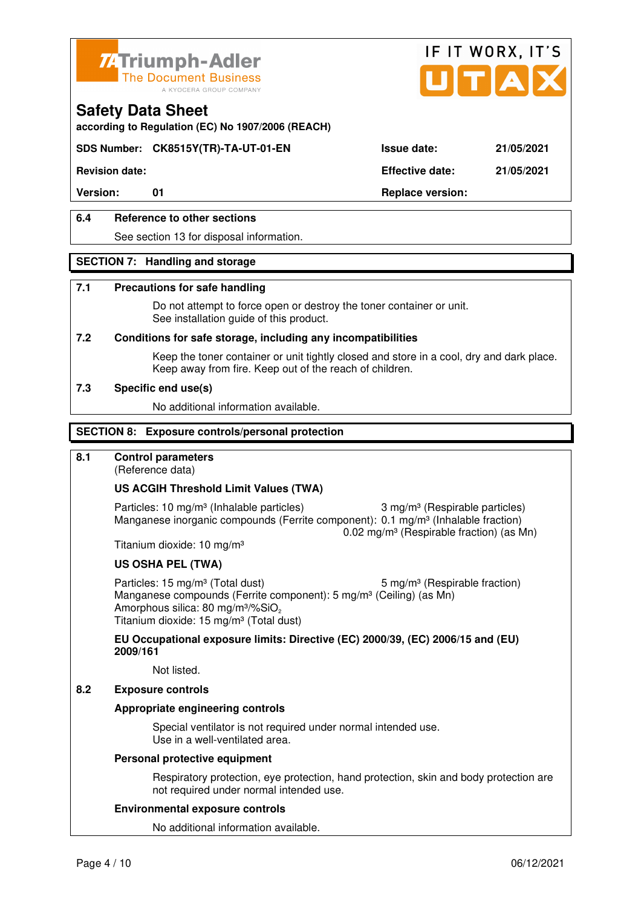**Safety Data Sheet**
according to Regulation (EC) No 1907/2006 (REACH)

| SDS Number: CK8515Y(TR)-TA-UT-01-EN | Issue date: | 21/05/2021 |
|---|---|---|
| Revision date: | Effective date: | 21/05/2021 |
| Version: 01 | Replace version: | |

### 6.4 Reference to other sections

See section 13 for disposal information.

## SECTION 7: Handling and storage

### 7.1 Precautions for safe handling

Do not attempt to force open or destroy the toner container or unit.
See installation guide of this product.

### 7.2 Conditions for safe storage, including any incompatibilities

Keep the toner container or unit tightly closed and store in a cool, dry and dark place.
Keep away from fire. Keep out of the reach of children.

### 7.3 Specific end use(s)

No additional information available.

## SECTION 8: Exposure controls/personal protection

### 8.1 Control parameters

(Reference data)

**US ACGIH Threshold Limit Values (TWA)**

Particles: 10 mg/m³ (Inhalable particles) 3 mg/m³ (Respirable particles)
Manganese inorganic compounds (Ferrite component): 0.1 mg/m³ (Inhalable fraction)
0.02 mg/m³ (Respirable fraction) (as Mn)
Titanium dioxide: 10 mg/m³

**US OSHA PEL (TWA)**

Particles: 15 mg/m³ (Total dust) 5 mg/m³ (Respirable fraction)
Manganese compounds (Ferrite component): 5 mg/m³ (Ceiling) (as Mn)
Amorphous silica: 80 mg/m³/%$SiO_2$
Titanium dioxide: 15 mg/m³ (Total dust)

**EU Occupational exposure limits: Directive (EC) 2000/39, (EC) 2006/15 and (EU) 2009/161**

Not listed.

### 8.2 Exposure controls

**Appropriate engineering controls**

Special ventilator is not required under normal intended use.
Use in a well-ventilated area.

**Personal protective equipment**

Respiratory protection, eye protection, hand protection, skin and body protection are not required under normal intended use.

**Environmental exposure controls**

No additional information available.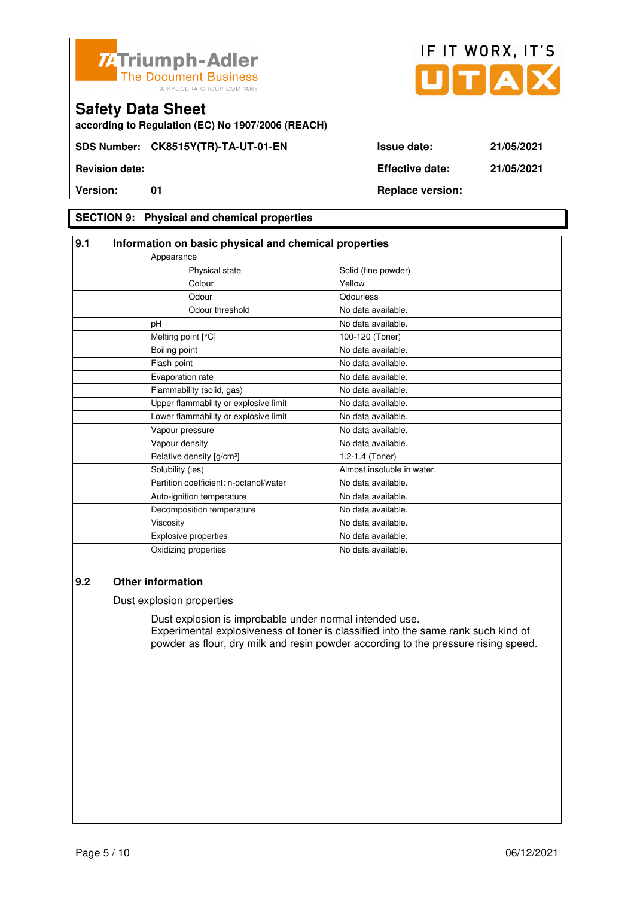**Triumph-Adler** The Document Business
A KYOCERA GROUP COMPANY

IF IT WORX, IT'S UTAX

# Safety Data Sheet

**according to Regulation (EC) No 1907/2006 (REACH)**

| | | | |
|---|---|---|---|
| **SDS Number:** | **CK8515Y(TR)-TA-UT-01-EN** | **Issue date:** | **21/05/2021** |
| **Revision date:** | | **Effective date:** | **21/05/2021** |
| **Version:** | **01** | **Replace version:** | |

## SECTION 9: Physical and chemical properties

### 9.1 Information on basic physical and chemical properties

| Property | Value |
|---|---|
| Appearance | |
| Physical state | Solid (fine powder) |
| Colour | Yellow |
| Odour | Odourless |
| Odour threshold | No data available. |
| pH | No data available. |
| Melting point [°C] | 100-120 (Toner) |
| Boiling point | No data available. |
| Flash point | No data available. |
| Evaporation rate | No data available. |
| Flammability (solid, gas) | No data available. |
| Upper flammability or explosive limit | No data available. |
| Lower flammability or explosive limit | No data available. |
| Vapour pressure | No data available. |
| Vapour density | No data available. |
| Relative density [g/cm³] | 1.2-1.4 (Toner) |
| Solubility (ies) | Almost insoluble in water. |
| Partition coefficient: n-octanol/water | No data available. |
| Auto-ignition temperature | No data available. |
| Decomposition temperature | No data available. |
| Viscosity | No data available. |
| Explosive properties | No data available. |
| Oxidizing properties | No data available. |

### 9.2 Other information

Dust explosion properties

Dust explosion is improbable under normal intended use.
Experimental explosiveness of toner is classified into the same rank such kind of powder as flour, dry milk and resin powder according to the pressure rising speed.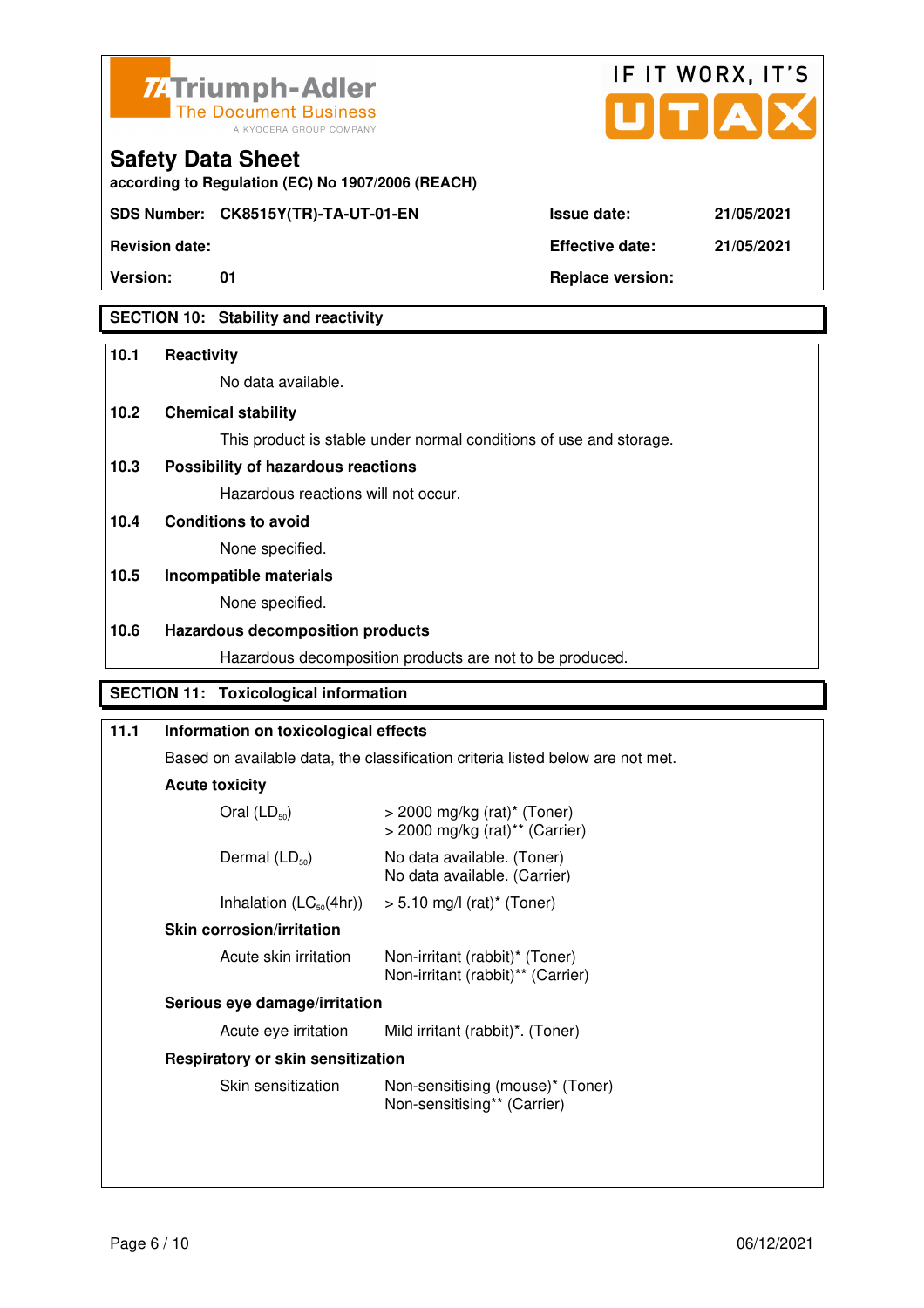Triumph-Adler
The Document Business
A KYOCERA GROUP COMPANY

IF IT WORX, IT'S UTAX

## Safety Data Sheet

**according to Regulation (EC) No 1907/2006 (REACH)**

| | | | |
|---|---|---|---|
| **SDS Number:** | **CK8515Y(TR)-TA-UT-01-EN** | **Issue date:** | **21/05/2021** |
| **Revision date:** | | **Effective date:** | **21/05/2021** |
| **Version:** | **01** | **Replace version:** | |

## SECTION 10: Stability and reactivity

**10.1 Reactivity**

No data available.

**10.2 Chemical stability**

This product is stable under normal conditions of use and storage.

**10.3 Possibility of hazardous reactions**

Hazardous reactions will not occur.

**10.4 Conditions to avoid**

None specified.

**10.5 Incompatible materials**

None specified.

**10.6 Hazardous decomposition products**

Hazardous decomposition products are not to be produced.

## SECTION 11: Toxicological information

**11.1 Information on toxicological effects**

Based on available data, the classification criteria listed below are not met.

**Acute toxicity**

| | |
|---|---|
| Oral ($LD_{50}$) | > 2000 mg/kg (rat)* (Toner)<br>> 2000 mg/kg (rat)** (Carrier) |
| Dermal ($LD_{50}$) | No data available. (Toner)<br>No data available. (Carrier) |
| Inhalation ($LC_{50}$(4hr)) | > 5.10 mg/l (rat)* (Toner) |

**Skin corrosion/irritation**

| | |
|---|---|
| Acute skin irritation | Non-irritant (rabbit)* (Toner)<br>Non-irritant (rabbit)** (Carrier) |

**Serious eye damage/irritation**

| | |
|---|---|
| Acute eye irritation | Mild irritant (rabbit)*. (Toner) |

**Respiratory or skin sensitization**

| | |
|---|---|
| Skin sensitization | Non-sensitising (mouse)* (Toner)<br>Non-sensitising** (Carrier) |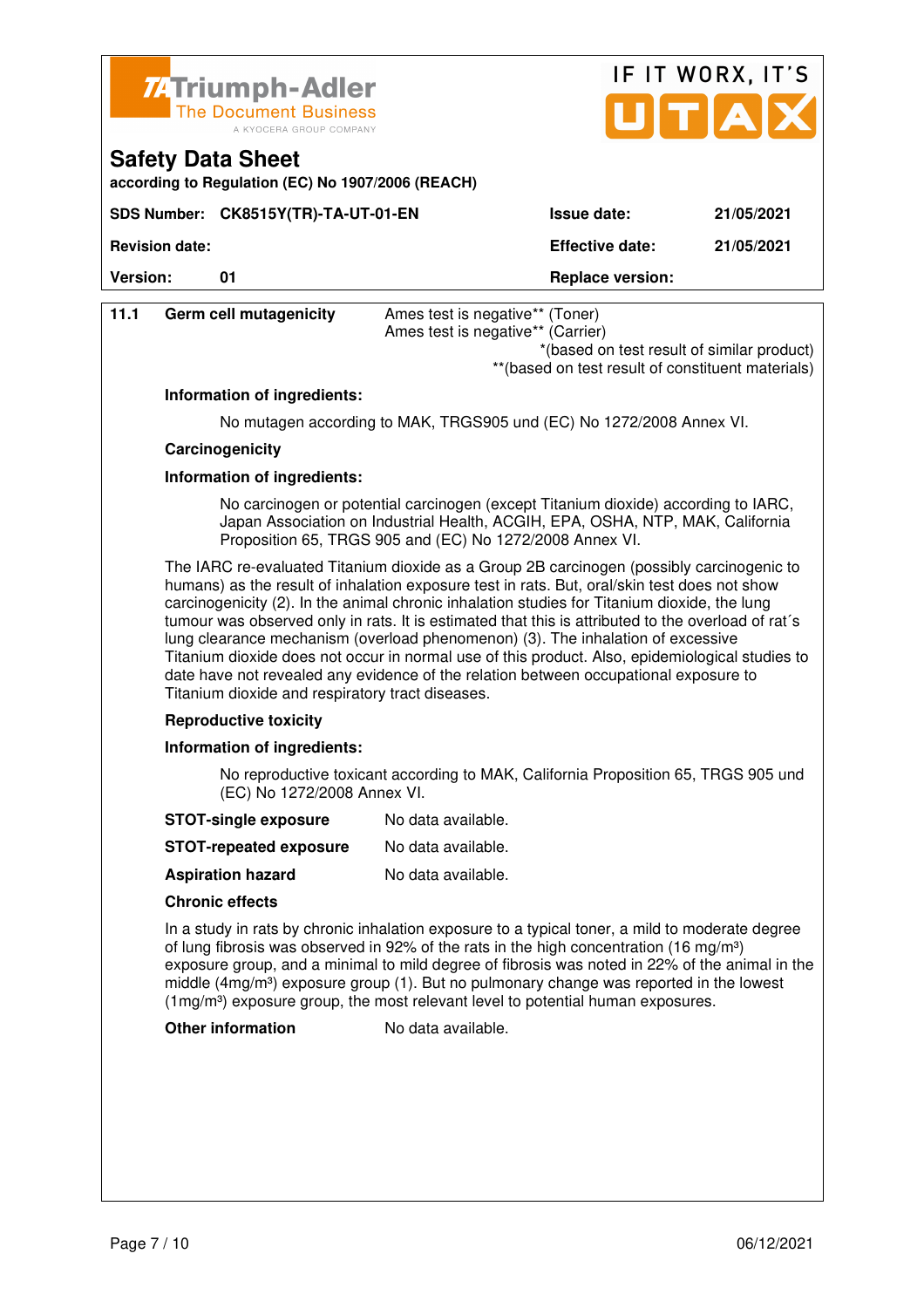**Safety Data Sheet**

**according to Regulation (EC) No 1907/2006 (REACH)**

| **SDS Number:** | **CK8515Y(TR)-TA-UT-01-EN** | **Issue date:** | **21/05/2021** |
|---|---|---|---|
| **Revision date:** | | **Effective date:** | **21/05/2021** |
| **Version:** | **01** | **Replace version:** | |

**11.1 Germ cell mutagenicity** Ames test is negative** (Toner)
Ames test is negative** (Carrier)

*(based on test result of similar product)
**(based on test result of constituent materials)

**Information of ingredients:**

No mutagen according to MAK, TRGS905 und (EC) No 1272/2008 Annex VI.

**Carcinogenicity**

**Information of ingredients:**

No carcinogen or potential carcinogen (except Titanium dioxide) according to IARC, Japan Association on Industrial Health, ACGIH, EPA, OSHA, NTP, MAK, California Proposition 65, TRGS 905 and (EC) No 1272/2008 Annex VI.

The IARC re-evaluated Titanium dioxide as a Group 2B carcinogen (possibly carcinogenic to humans) as the result of inhalation exposure test in rats. But, oral/skin test does not show carcinogenicity (2). In the animal chronic inhalation studies for Titanium dioxide, the lung tumour was observed only in rats. It is estimated that this is attributed to the overload of rat´s lung clearance mechanism (overload phenomenon) (3). The inhalation of excessive Titanium dioxide does not occur in normal use of this product. Also, epidemiological studies to date have not revealed any evidence of the relation between occupational exposure to Titanium dioxide and respiratory tract diseases.

**Reproductive toxicity**

**Information of ingredients:**

No reproductive toxicant according to MAK, California Proposition 65, TRGS 905 und (EC) No 1272/2008 Annex VI.

**STOT-single exposure** No data available.

**STOT-repeated exposure** No data available.

**Aspiration hazard** No data available.

**Chronic effects**

In a study in rats by chronic inhalation exposure to a typical toner, a mild to moderate degree of lung fibrosis was observed in 92% of the rats in the high concentration (16 mg/m$^3$) exposure group, and a minimal to mild degree of fibrosis was noted in 22% of the animal in the middle (4mg/m$^3$) exposure group (1). But no pulmonary change was reported in the lowest (1mg/m$^3$) exposure group, the most relevant level to potential human exposures.

**Other information** No data available.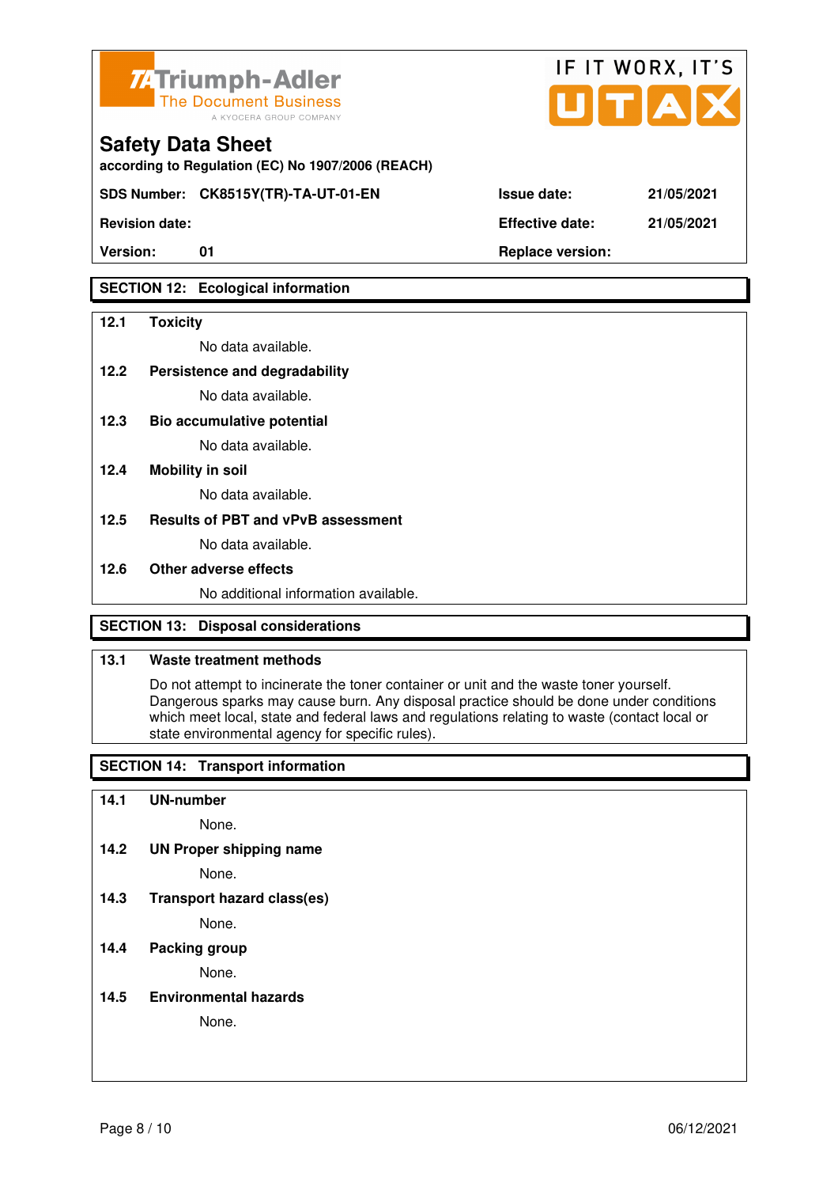## SECTION 12: Ecological information

**12.1 Toxicity**

No data available.

**12.2 Persistence and degradability**

No data available.

**12.3 Bio accumulative potential**

No data available.

**12.4 Mobility in soil**

No data available.

**12.5 Results of PBT and vPvB assessment**

No data available.

**12.6 Other adverse effects**

No additional information available.

## SECTION 13: Disposal considerations

**13.1 Waste treatment methods**

Do not attempt to incinerate the toner container or unit and the waste toner yourself. Dangerous sparks may cause burn. Any disposal practice should be done under conditions which meet local, state and federal laws and regulations relating to waste (contact local or state environmental agency for specific rules).

## SECTION 14: Transport information

**14.1 UN-number**

None.

**14.2 UN Proper shipping name**

None.

**14.3 Transport hazard class(es)**

None.

**14.4 Packing group**

None.

**14.5 Environmental hazards**

None.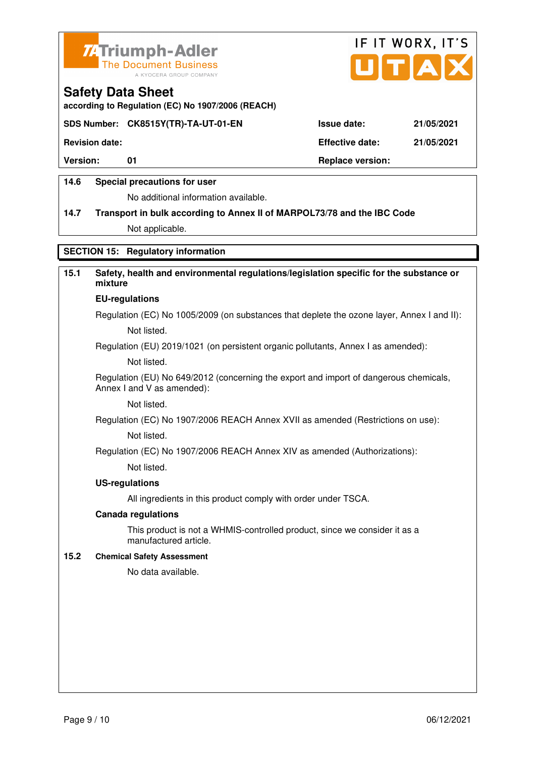Triumph-Adler
The Document Business
A KYOCERA GROUP COMPANY

IF IT WORX, IT'S UTAX

# Safety Data Sheet

**according to Regulation (EC) No 1907/2006 (REACH)**

| **SDS Number:** | **CK8515Y(TR)-TA-UT-01-EN** | **Issue date:** | **21/05/2021** |
|---|---|---|---|
| **Revision date:** | | **Effective date:** | **21/05/2021** |
| **Version:** | **01** | **Replace version:** | |

**14.6 Special precautions for user**

No additional information available.

**14.7 Transport in bulk according to Annex II of MARPOL73/78 and the IBC Code**

Not applicable.

## SECTION 15: Regulatory information

**15.1 Safety, health and environmental regulations/legislation specific for the substance or mixture**

**EU-regulations**

Regulation (EC) No 1005/2009 (on substances that deplete the ozone layer, Annex I and II):

Not listed.

Regulation (EU) 2019/1021 (on persistent organic pollutants, Annex I as amended):

Not listed.

Regulation (EU) No 649/2012 (concerning the export and import of dangerous chemicals, Annex I and V as amended):

Not listed.

Regulation (EC) No 1907/2006 REACH Annex XVII as amended (Restrictions on use):

Not listed.

Regulation (EC) No 1907/2006 REACH Annex XIV as amended (Authorizations):

Not listed.

**US-regulations**

All ingredients in this product comply with order under TSCA.

**Canada regulations**

This product is not a WHMIS-controlled product, since we consider it as a manufactured article.

**15.2 Chemical Safety Assessment**

No data available.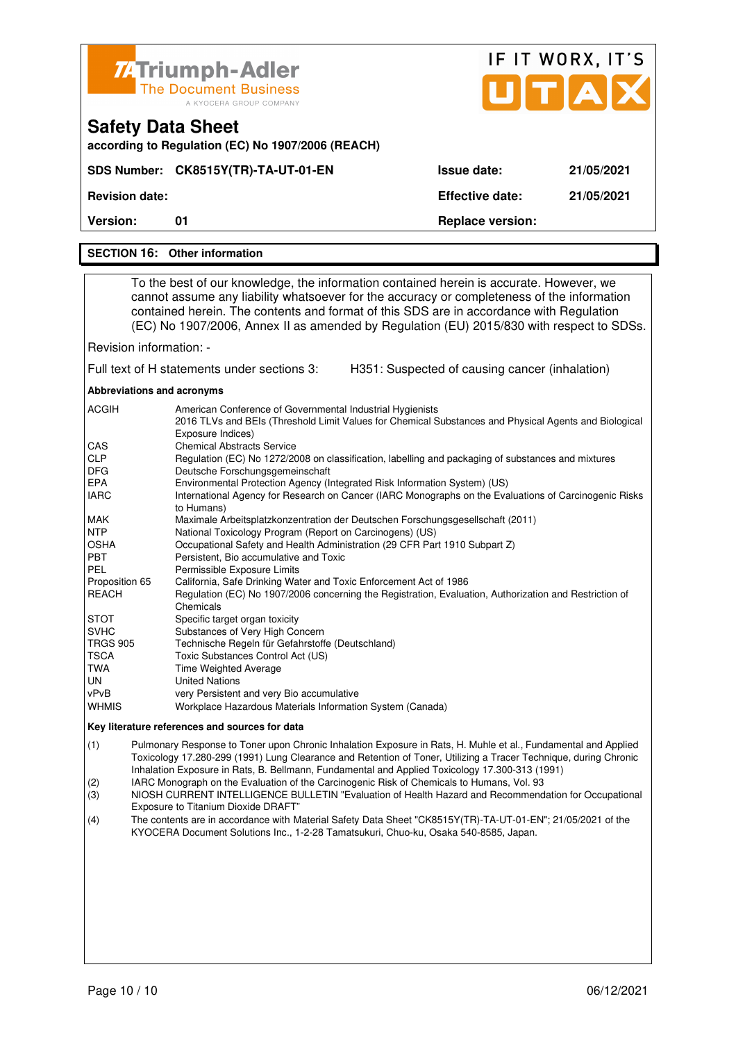## SECTION 16: Other information

To the best of our knowledge, the information contained herein is accurate. However, we cannot assume any liability whatsoever for the accuracy or completeness of the information contained herein. The contents and format of this SDS are in accordance with Regulation (EC) No 1907/2006, Annex II as amended by Regulation (EU) 2015/830 with respect to SDSs.

Revision information: -

Full text of H statements under sections 3: H351: Suspected of causing cancer (inhalation)

**Abbreviations and acronyms**

| | |
|---|---|
| ACGIH | American Conference of Governmental Industrial Hygienists<br>2016 TLVs and BEIs (Threshold Limit Values for Chemical Substances and Physical Agents and Biological Exposure Indices) |
| CAS | Chemical Abstracts Service |
| CLP | Regulation (EC) No 1272/2008 on classification, labelling and packaging of substances and mixtures |
| DFG | Deutsche Forschungsgemeinschaft |
| EPA | Environmental Protection Agency (Integrated Risk Information System) (US) |
| IARC | International Agency for Research on Cancer (IARC Monographs on the Evaluations of Carcinogenic Risks to Humans) |
| MAK | Maximale Arbeitsplatzkonzentration der Deutschen Forschungsgesellschaft (2011) |
| NTP | National Toxicology Program (Report on Carcinogens) (US) |
| OSHA | Occupational Safety and Health Administration (29 CFR Part 1910 Subpart Z) |
| PBT | Persistent, Bio accumulative and Toxic |
| PEL | Permissible Exposure Limits |
| Proposition 65 | California, Safe Drinking Water and Toxic Enforcement Act of 1986 |
| REACH | Regulation (EC) No 1907/2006 concerning the Registration, Evaluation, Authorization and Restriction of Chemicals |
| STOT | Specific target organ toxicity |
| SVHC | Substances of Very High Concern |
| TRGS 905 | Technische Regeln für Gefahrstoffe (Deutschland) |
| TSCA | Toxic Substances Control Act (US) |
| TWA | Time Weighted Average |
| UN | United Nations |
| vPvB | very Persistent and very Bio accumulative |
| WHMIS | Workplace Hazardous Materials Information System (Canada) |

**Key literature references and sources for data**

(1) Pulmonary Response to Toner upon Chronic Inhalation Exposure in Rats, H. Muhle et al., Fundamental and Applied Toxicology 17.280-299 (1991) Lung Clearance and Retention of Toner, Utilizing a Tracer Technique, during Chronic Inhalation Exposure in Rats, B. Bellmann, Fundamental and Applied Toxicology 17.300-313 (1991)

(2) IARC Monograph on the Evaluation of the Carcinogenic Risk of Chemicals to Humans, Vol. 93

(3) NIOSH CURRENT INTELLIGENCE BULLETIN "Evaluation of Health Hazard and Recommendation for Occupational Exposure to Titanium Dioxide DRAFT"

(4) The contents are in accordance with Material Safety Data Sheet "CK8515Y(TR)-TA-UT-01-EN"; 21/05/2021 of the KYOCERA Document Solutions Inc., 1-2-28 Tamatsukuri, Chuo-ku, Osaka 540-8585, Japan.